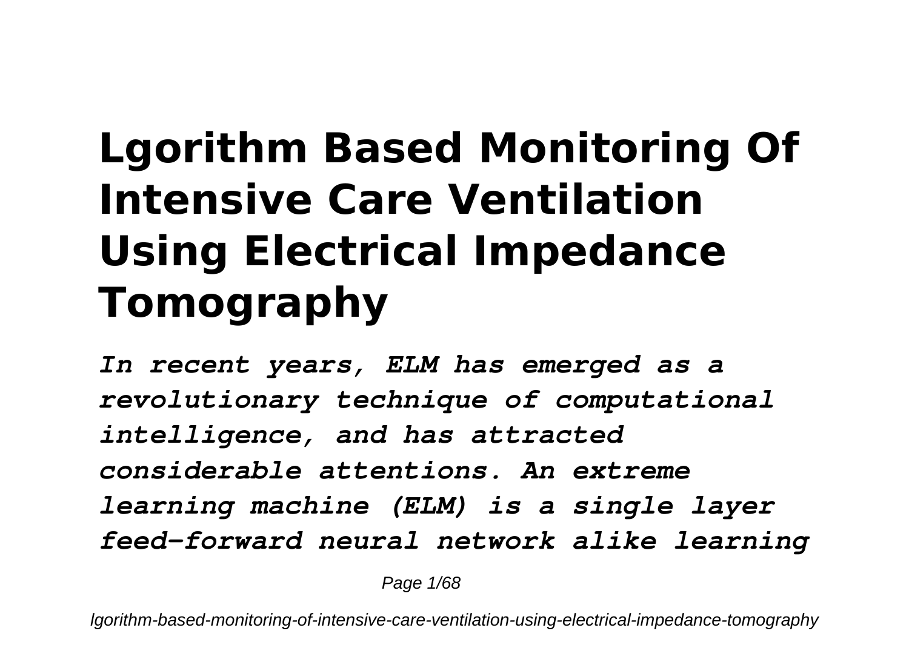# Lgorithm Based Monitoring Of Intensive Care Ventilation Using Electrical Impedance Tomography

*In recent years, ELM has emerged as a revolutionary technique of computational intelligence, and has attracted considerable attentions. An extreme learning machine (ELM) is a single layer feed-forward neural network alike learning*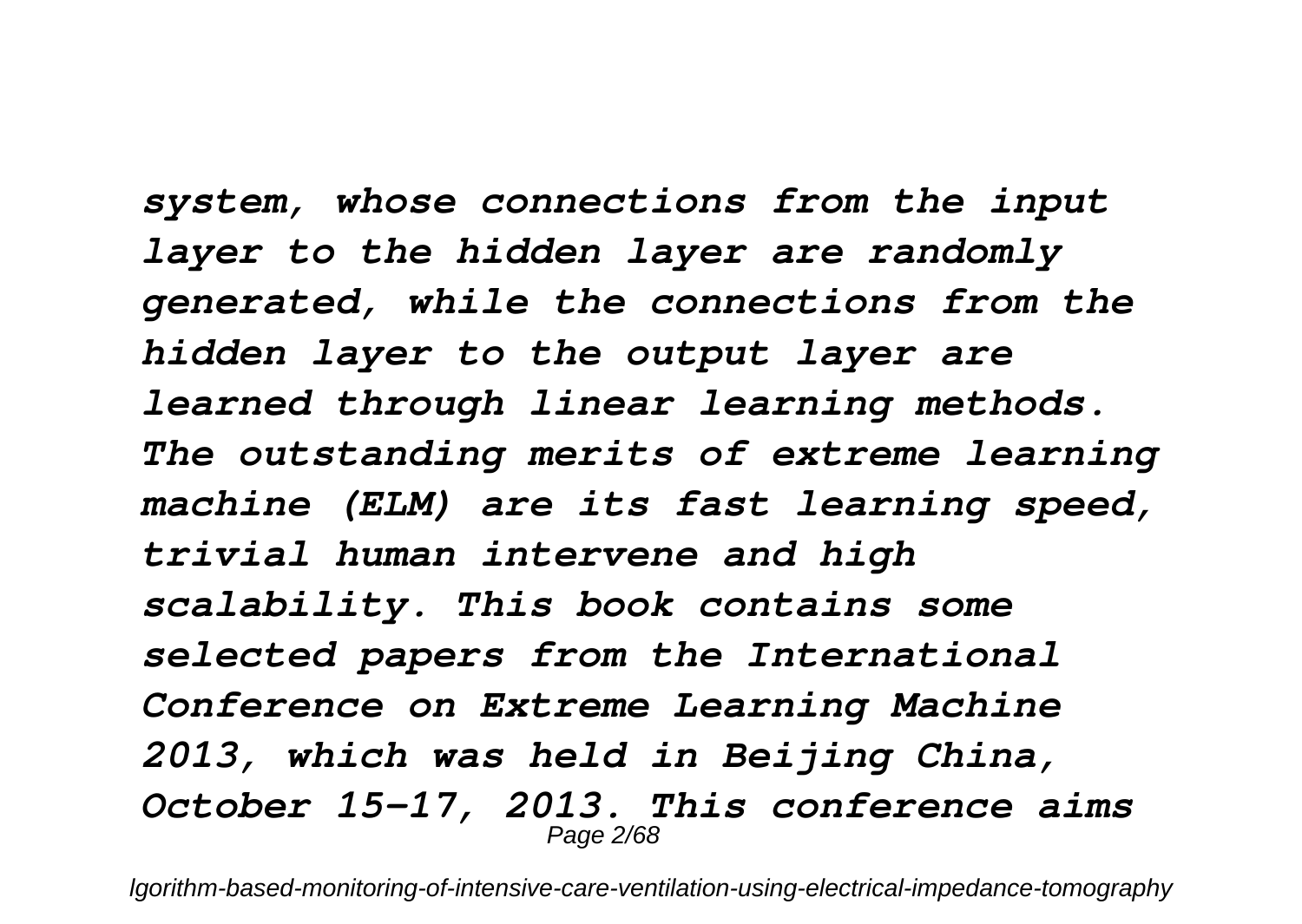*system, whose connections from the input layer to the hidden layer are randomly generated, while the connections from the hidden layer to the output layer are learned through linear learning methods. The outstanding merits of extreme learning machine (ELM) are its fast learning speed, trivial human intervene and high scalability. This book contains some selected papers from the International Conference on Extreme Learning Machine 2013, which was held in Beijing China, October 15-17, 2013. This conference aims*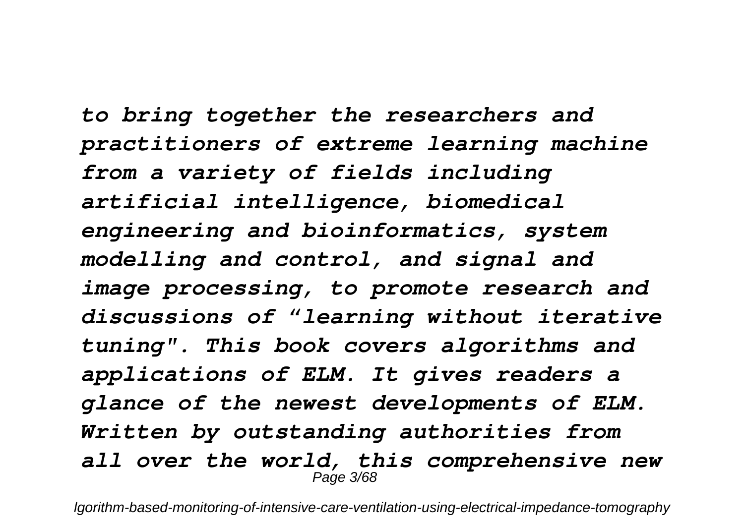*to bring together the researchers and practitioners of extreme learning machine from a variety of fields including artificial intelligence, biomedical engineering and bioinformatics, system modelling and control, and signal and image processing, to promote research and discussions of "learning without iterative tuning". This book covers algorithms and applications of ELM. It gives readers a glance of the newest developments of ELM. Written by outstanding authorities from all over the world, this comprehensive new*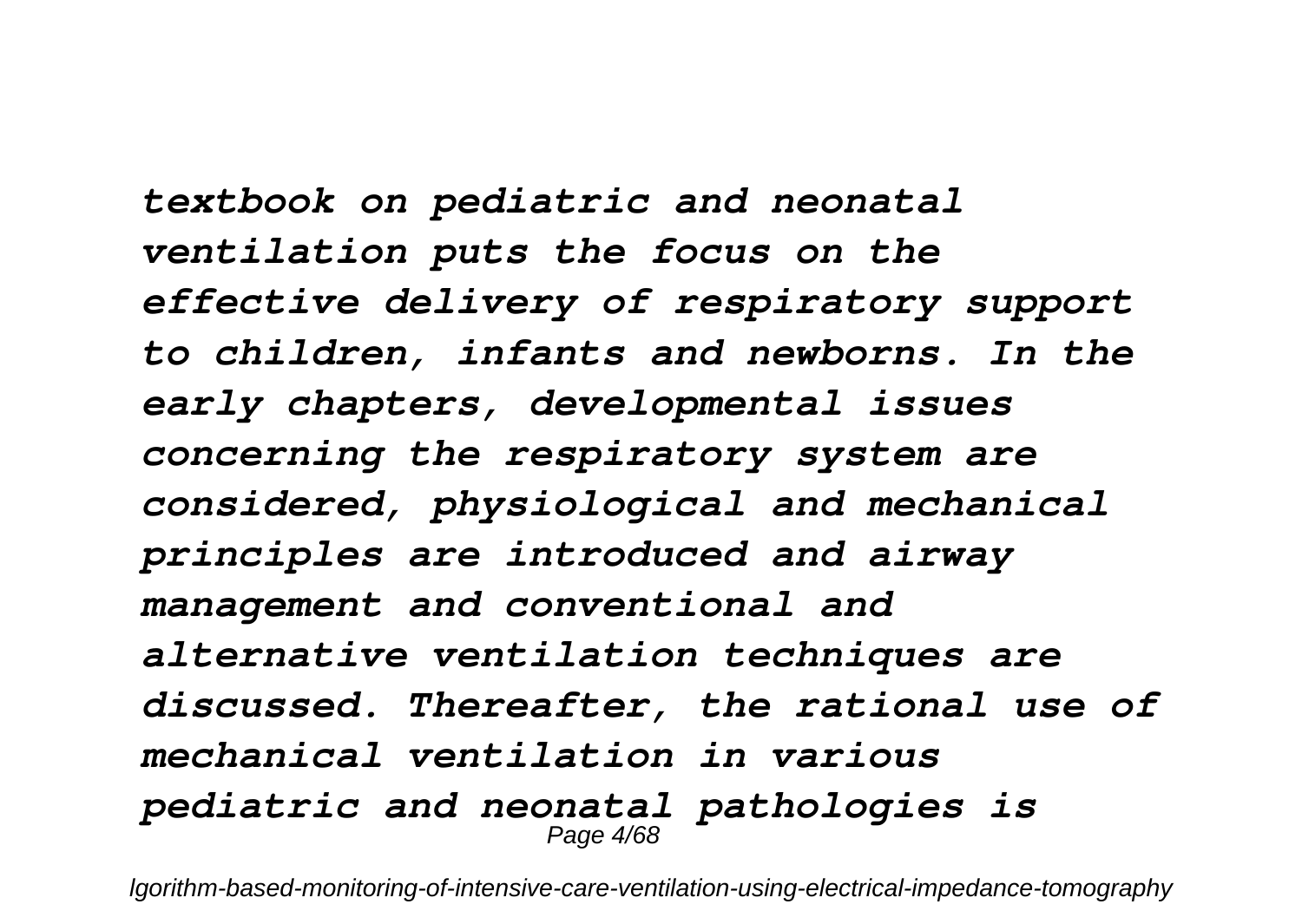*textbook on pediatric and neonatal ventilation puts the focus on the effective delivery of respiratory support to children, infants and newborns. In the early chapters, developmental issues concerning the respiratory system are considered, physiological and mechanical principles are introduced and airway management and conventional and alternative ventilation techniques are discussed. Thereafter, the rational use of mechanical ventilation in various pediatric and neonatal pathologies is*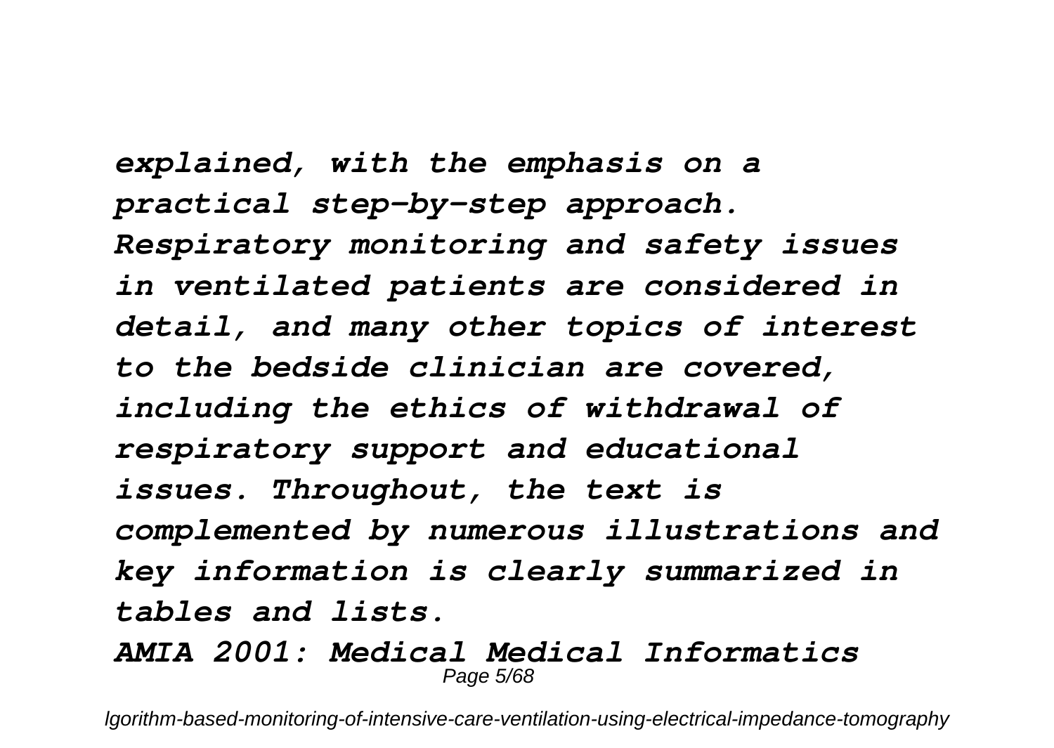*explained, with the emphasis on a practical step-by-step approach. Respiratory monitoring and safety issues in ventilated patients are considered in detail, and many other topics of interest to the bedside clinician are covered, including the ethics of withdrawal of respiratory support and educational issues. Throughout, the text is complemented by numerous illustrations and key information is clearly summarized in tables and lists.*

***AMIA 2001: Medical Medical Informatics***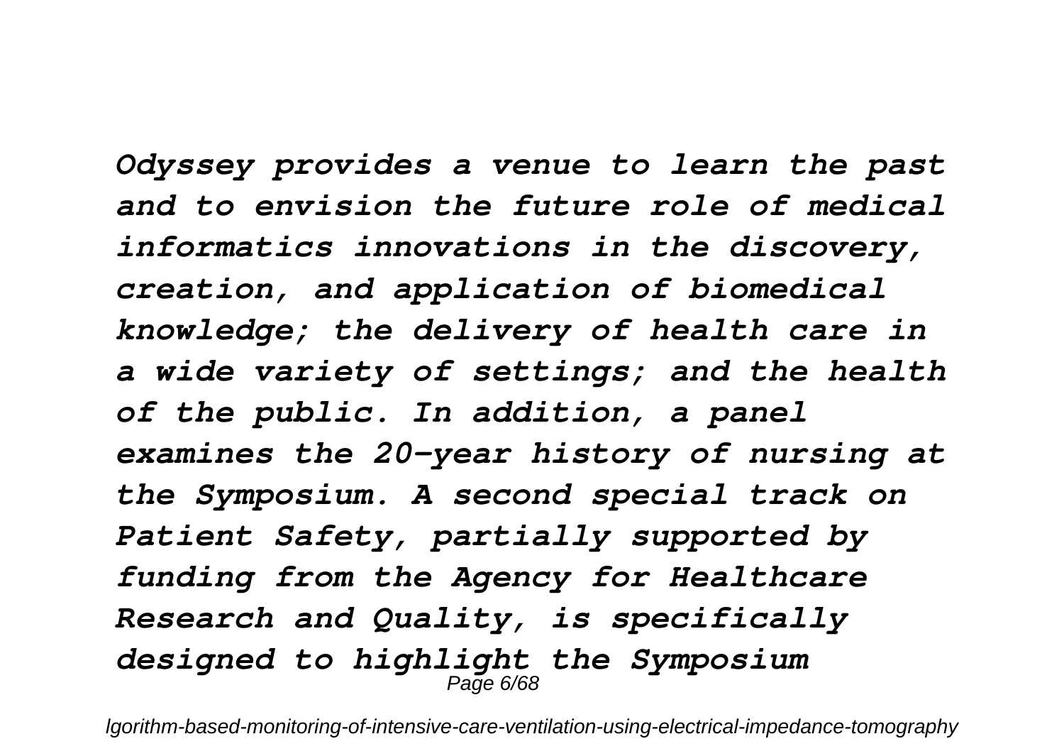*Odyssey provides a venue to learn the past and to envision the future role of medical informatics innovations in the discovery, creation, and application of biomedical knowledge; the delivery of health care in a wide variety of settings; and the health of the public. In addition, a panel examines the 20-year history of nursing at the Symposium. A second special track on Patient Safety, partially supported by funding from the Agency for Healthcare Research and Quality, is specifically designed to highlight the Symposium*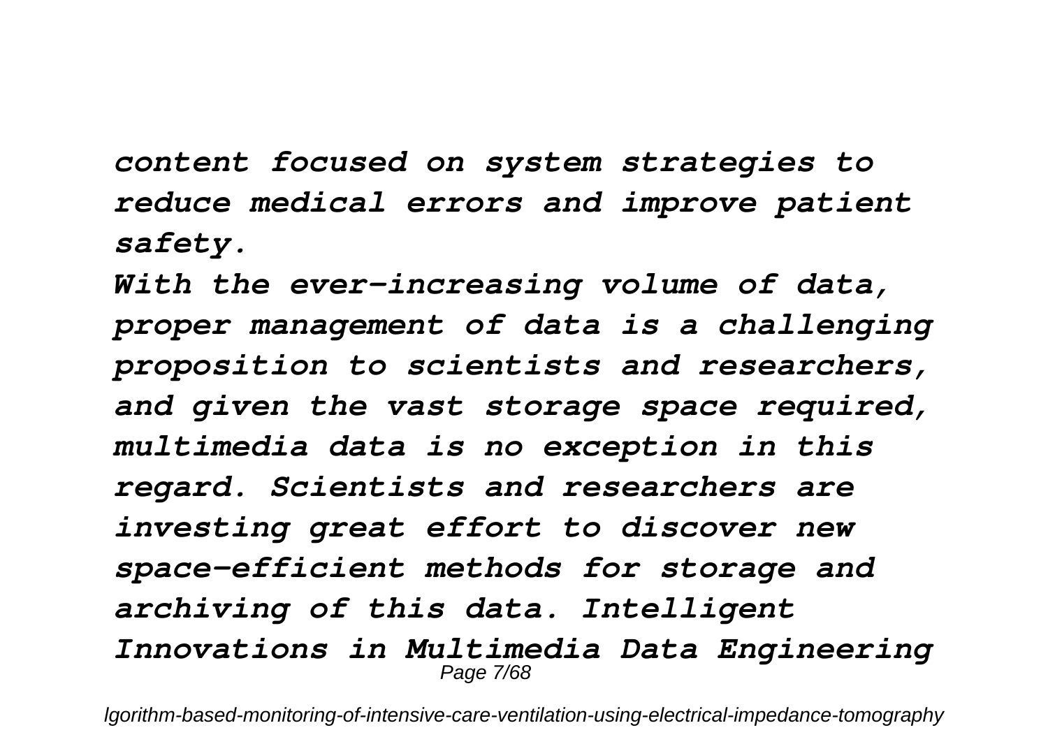*content focused on system strategies to reduce medical errors and improve patient safety.*

*With the ever-increasing volume of data, proper management of data is a challenging proposition to scientists and researchers, and given the vast storage space required, multimedia data is no exception in this regard. Scientists and researchers are investing great effort to discover new space-efficient methods for storage and archiving of this data. Intelligent Innovations in Multimedia Data Engineering*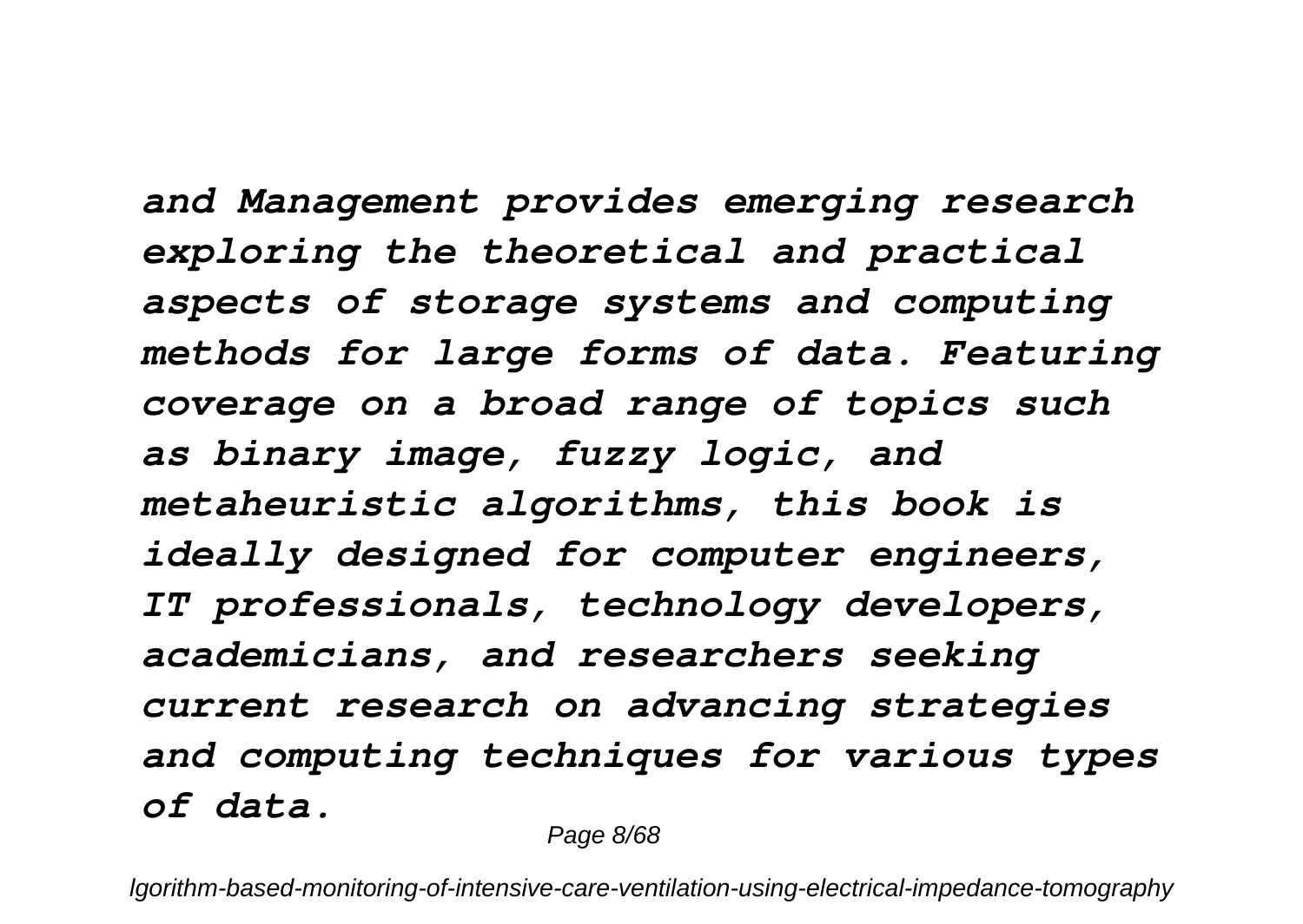*and Management provides emerging research exploring the theoretical and practical aspects of storage systems and computing methods for large forms of data. Featuring coverage on a broad range of topics such as binary image, fuzzy logic, and metaheuristic algorithms, this book is ideally designed for computer engineers, IT professionals, technology developers, academicians, and researchers seeking current research on advancing strategies and computing techniques for various types of data.*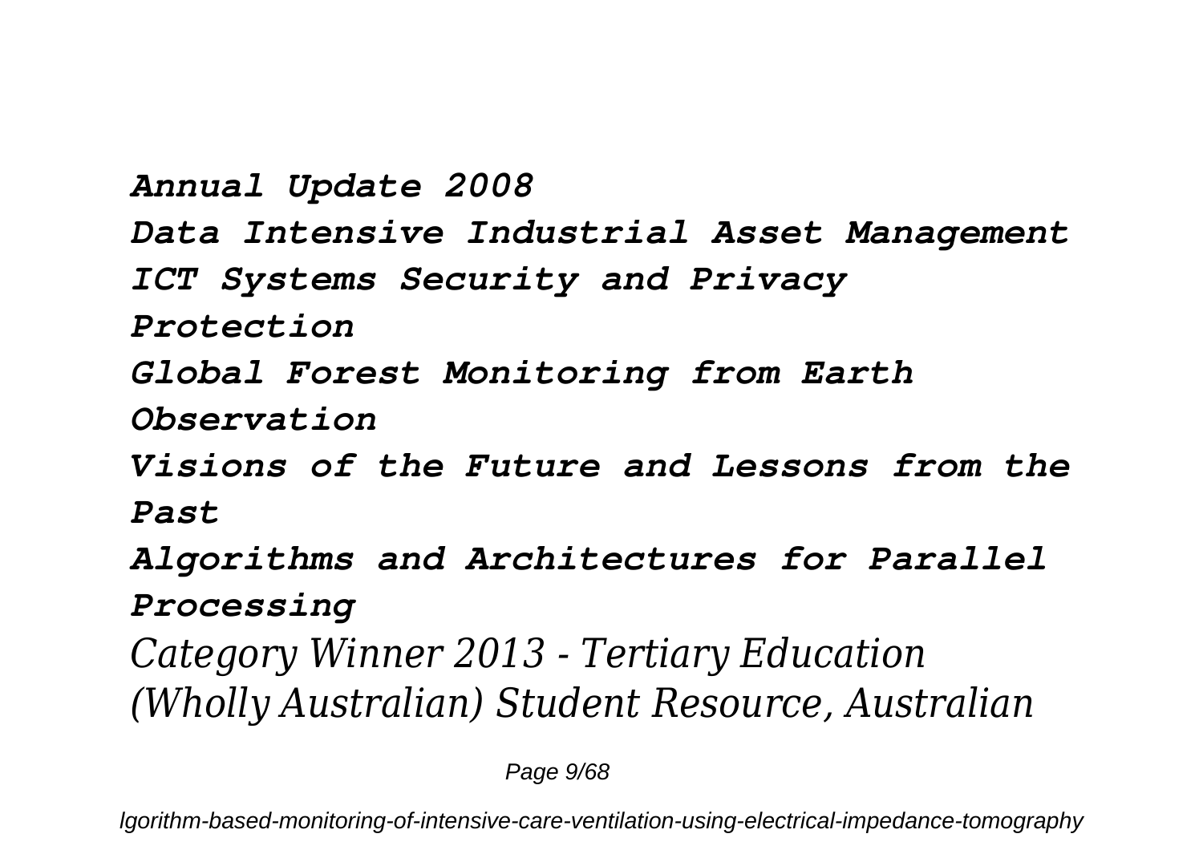*Annual Update 2008*
*Data Intensive Industrial Asset Management*
*ICT Systems Security and Privacy Protection*
*Global Forest Monitoring from Earth Observation*
*Visions of the Future and Lessons from the Past*
*Algorithms and Architectures for Parallel Processing*

*Category Winner 2013 - Tertiary Education (Wholly Australian) Student Resource, Australian*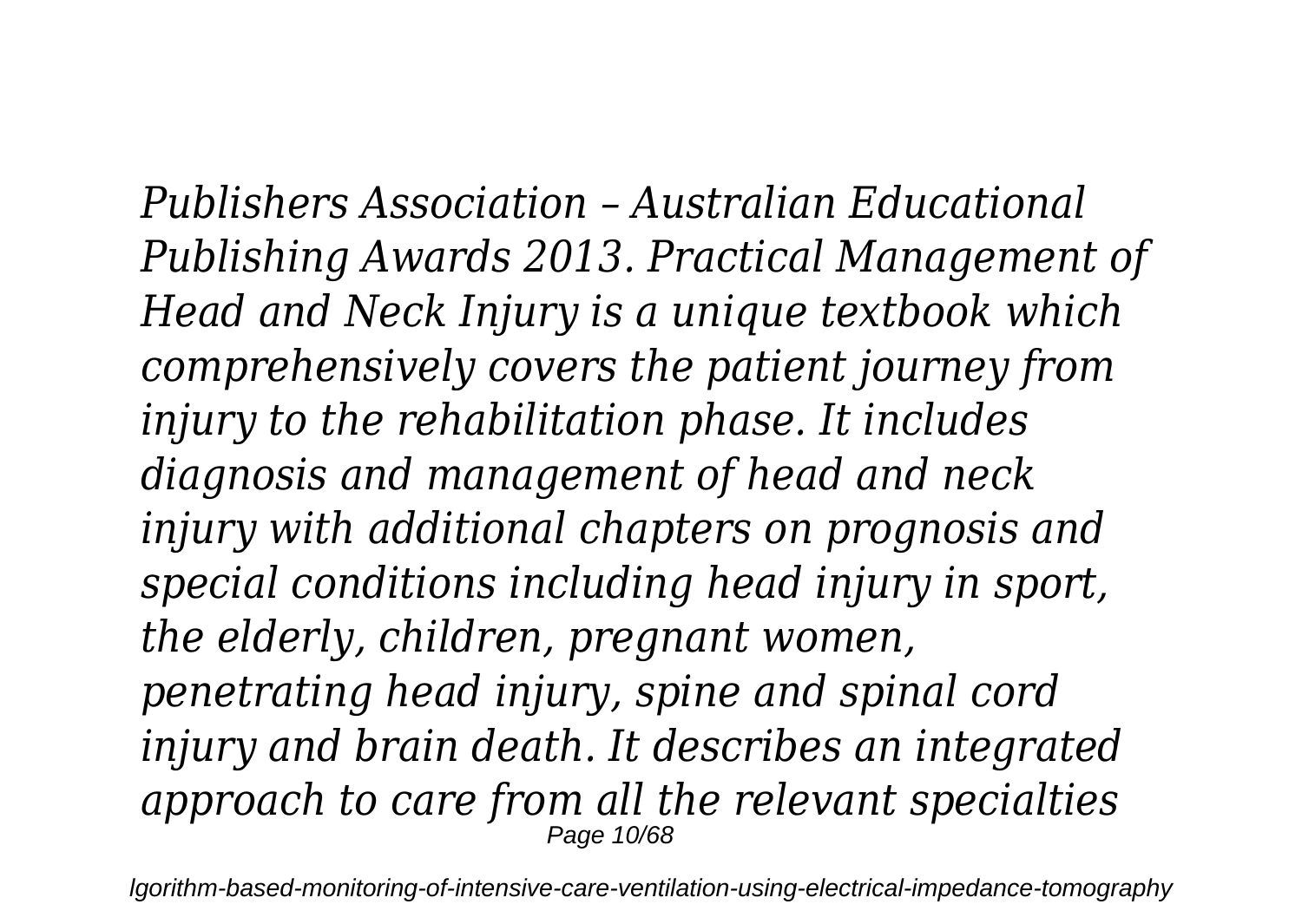*Publishers Association – Australian Educational Publishing Awards 2013. Practical Management of Head and Neck Injury is a unique textbook which comprehensively covers the patient journey from injury to the rehabilitation phase. It includes diagnosis and management of head and neck injury with additional chapters on prognosis and special conditions including head injury in sport, the elderly, children, pregnant women, penetrating head injury, spine and spinal cord injury and brain death. It describes an integrated approach to care from all the relevant specialties*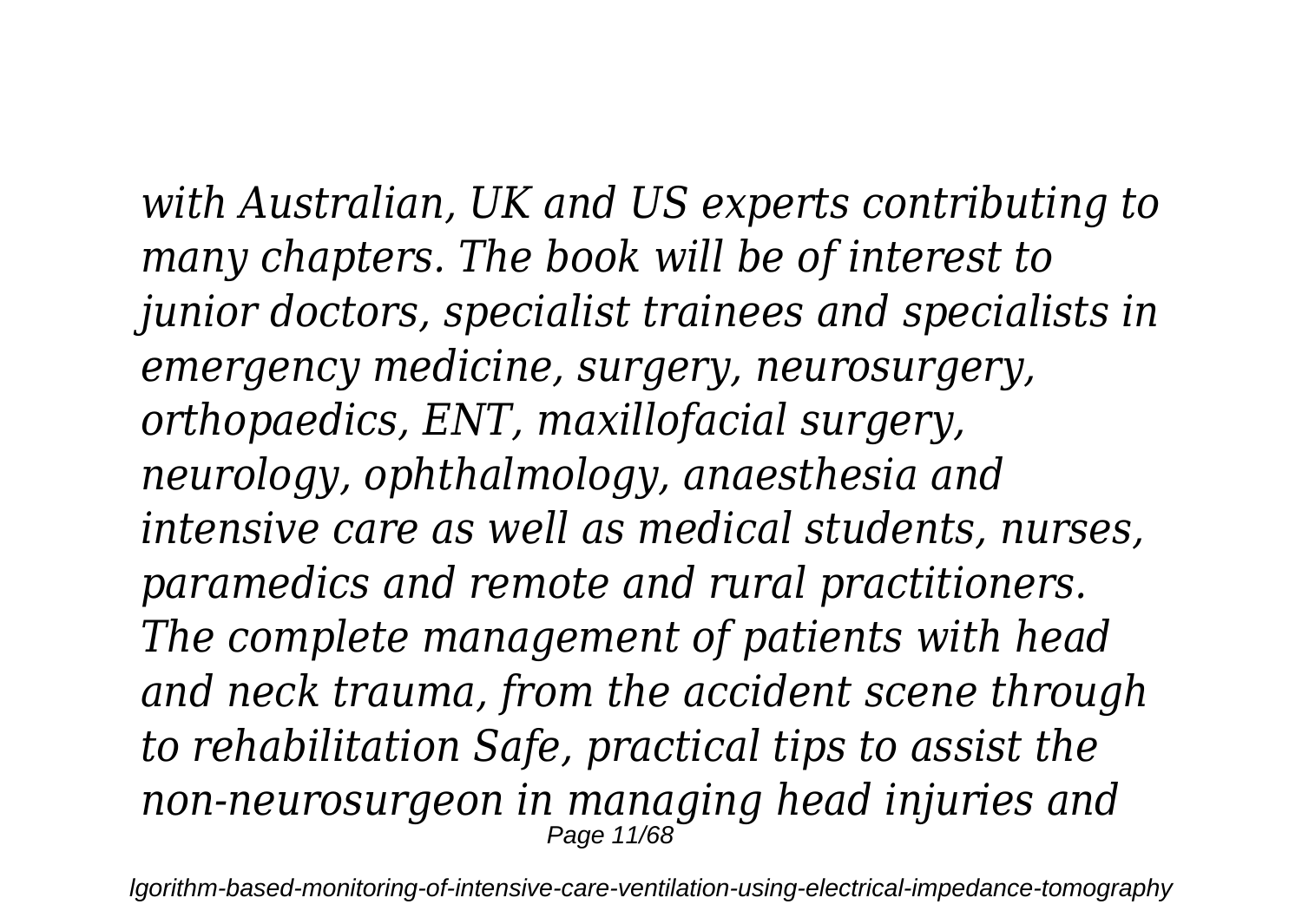*with Australian, UK and US experts contributing to many chapters. The book will be of interest to junior doctors, specialist trainees and specialists in emergency medicine, surgery, neurosurgery, orthopaedics, ENT, maxillofacial surgery, neurology, ophthalmology, anaesthesia and intensive care as well as medical students, nurses, paramedics and remote and rural practitioners. The complete management of patients with head and neck trauma, from the accident scene through to rehabilitation Safe, practical tips to assist the non-neurosurgeon in managing head injuries and*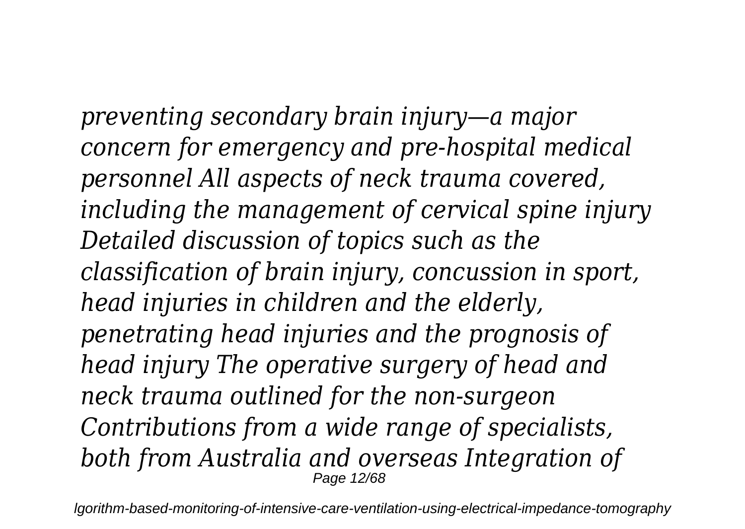*preventing secondary brain injury—a major concern for emergency and pre-hospital medical personnel All aspects of neck trauma covered, including the management of cervical spine injury Detailed discussion of topics such as the classification of brain injury, concussion in sport, head injuries in children and the elderly, penetrating head injuries and the prognosis of head injury The operative surgery of head and neck trauma outlined for the non-surgeon Contributions from a wide range of specialists, both from Australia and overseas Integration of*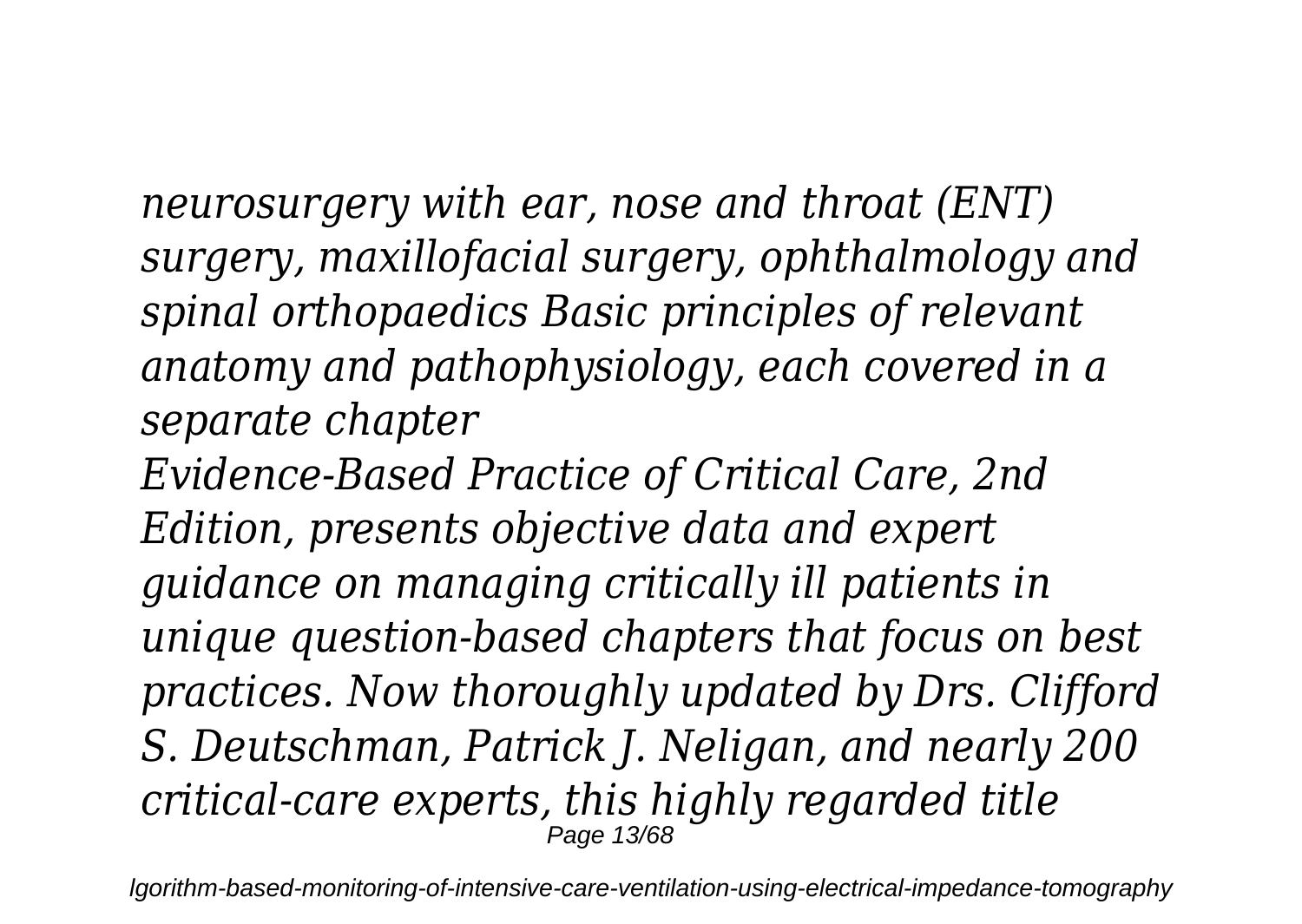*neurosurgery with ear, nose and throat (ENT) surgery, maxillofacial surgery, ophthalmology and spinal orthopaedics Basic principles of relevant anatomy and pathophysiology, each covered in a separate chapter*

*Evidence-Based Practice of Critical Care, 2nd Edition, presents objective data and expert guidance on managing critically ill patients in unique question-based chapters that focus on best practices. Now thoroughly updated by Drs. Clifford S. Deutschman, Patrick J. Neligan, and nearly 200 critical-care experts, this highly regarded title*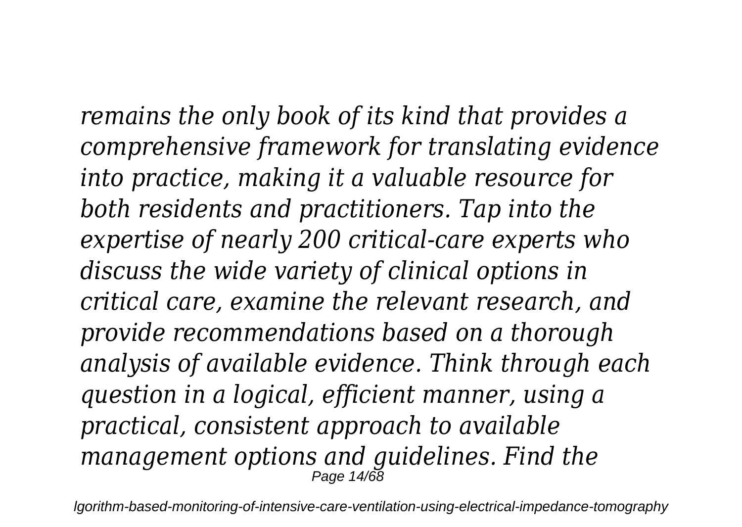*remains the only book of its kind that provides a comprehensive framework for translating evidence into practice, making it a valuable resource for both residents and practitioners. Tap into the expertise of nearly 200 critical-care experts who discuss the wide variety of clinical options in critical care, examine the relevant research, and provide recommendations based on a thorough analysis of available evidence. Think through each question in a logical, efficient manner, using a practical, consistent approach to available management options and guidelines. Find the*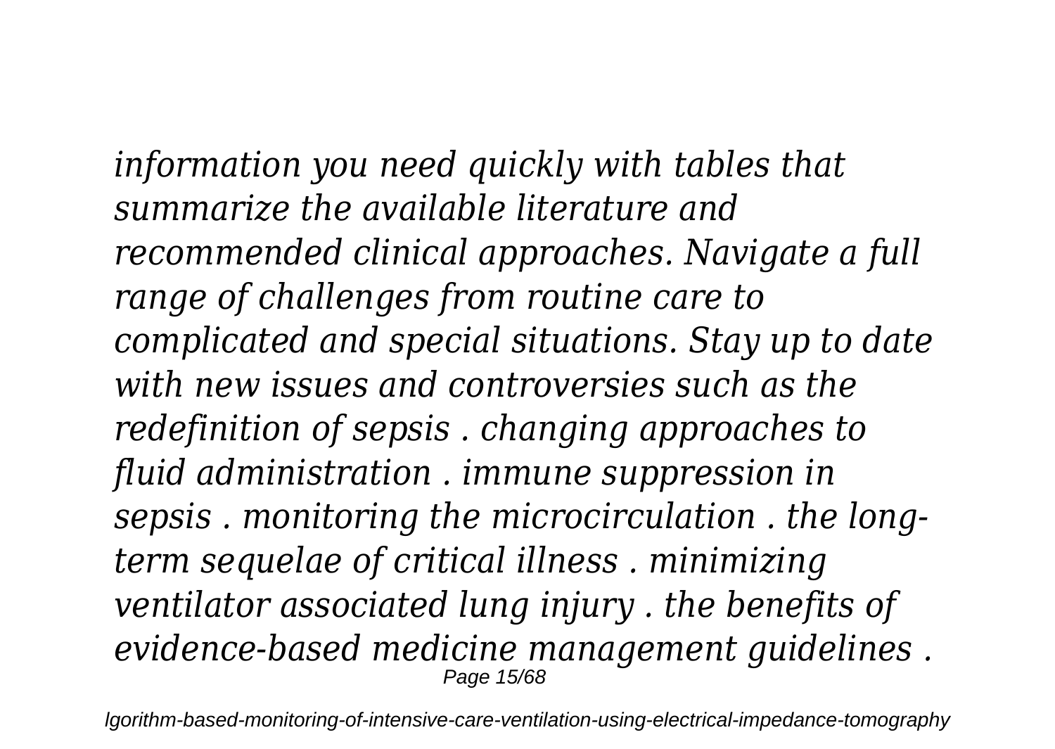*information you need quickly with tables that summarize the available literature and recommended clinical approaches. Navigate a full range of challenges from routine care to complicated and special situations. Stay up to date with new issues and controversies such as the redefinition of sepsis . changing approaches to fluid administration . immune suppression in sepsis . monitoring the microcirculation . the long-term sequelae of critical illness . minimizing ventilator associated lung injury . the benefits of evidence-based medicine management guidelines .*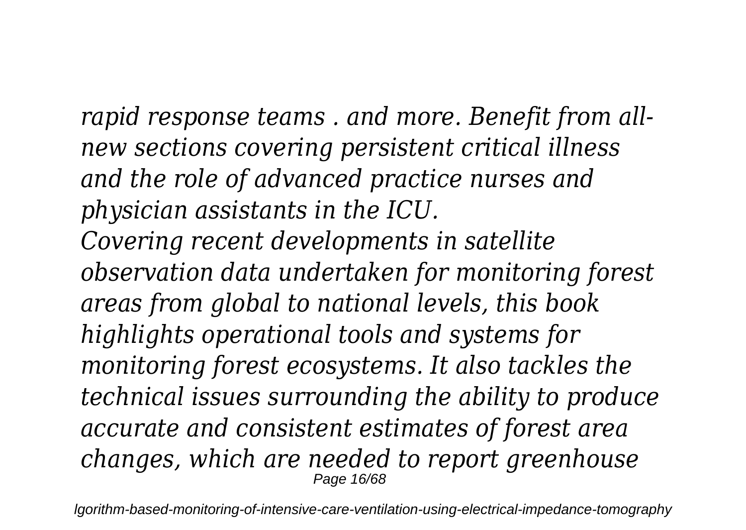*rapid response teams . and more. Benefit from all-new sections covering persistent critical illness and the role of advanced practice nurses and physician assistants in the ICU.*

*Covering recent developments in satellite observation data undertaken for monitoring forest areas from global to national levels, this book highlights operational tools and systems for monitoring forest ecosystems. It also tackles the technical issues surrounding the ability to produce accurate and consistent estimates of forest area changes, which are needed to report greenhouse*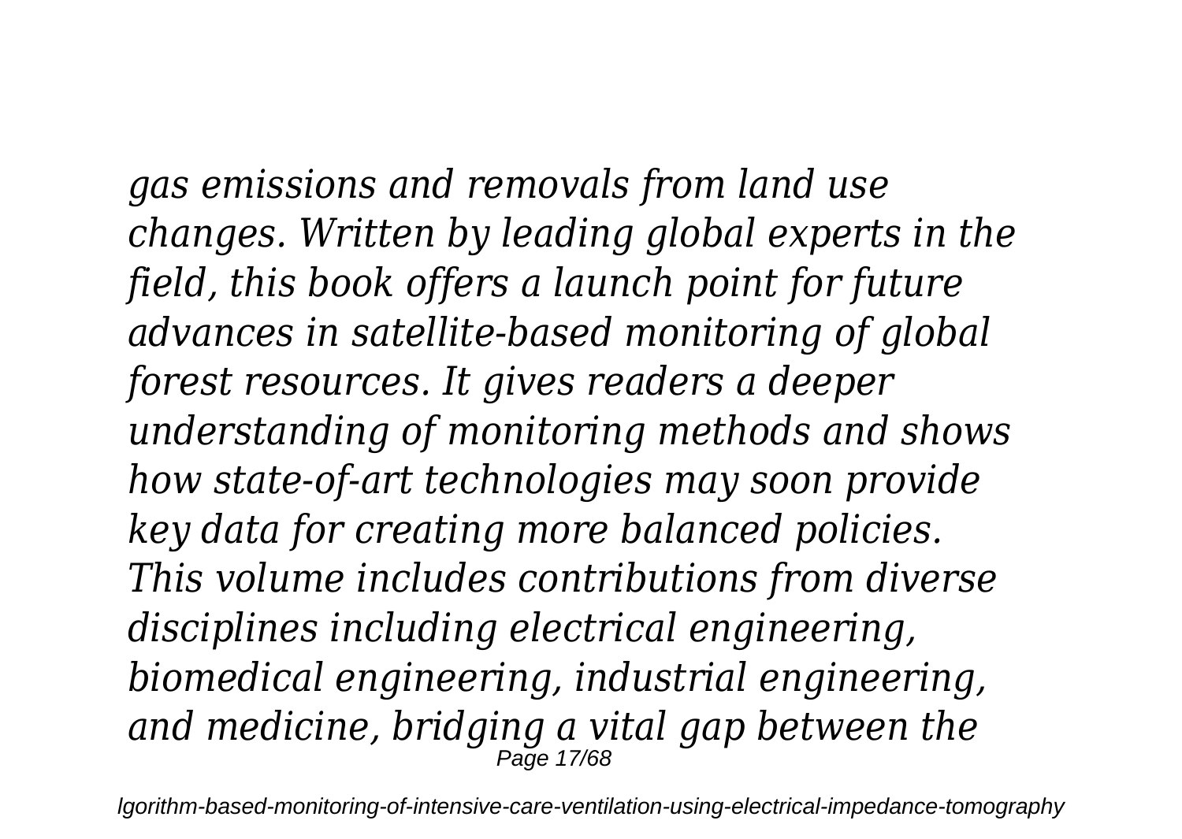*gas emissions and removals from land use changes. Written by leading global experts in the field, this book offers a launch point for future advances in satellite-based monitoring of global forest resources. It gives readers a deeper understanding of monitoring methods and shows how state-of-art technologies may soon provide key data for creating more balanced policies. This volume includes contributions from diverse disciplines including electrical engineering, biomedical engineering, industrial engineering, and medicine, bridging a vital gap between the*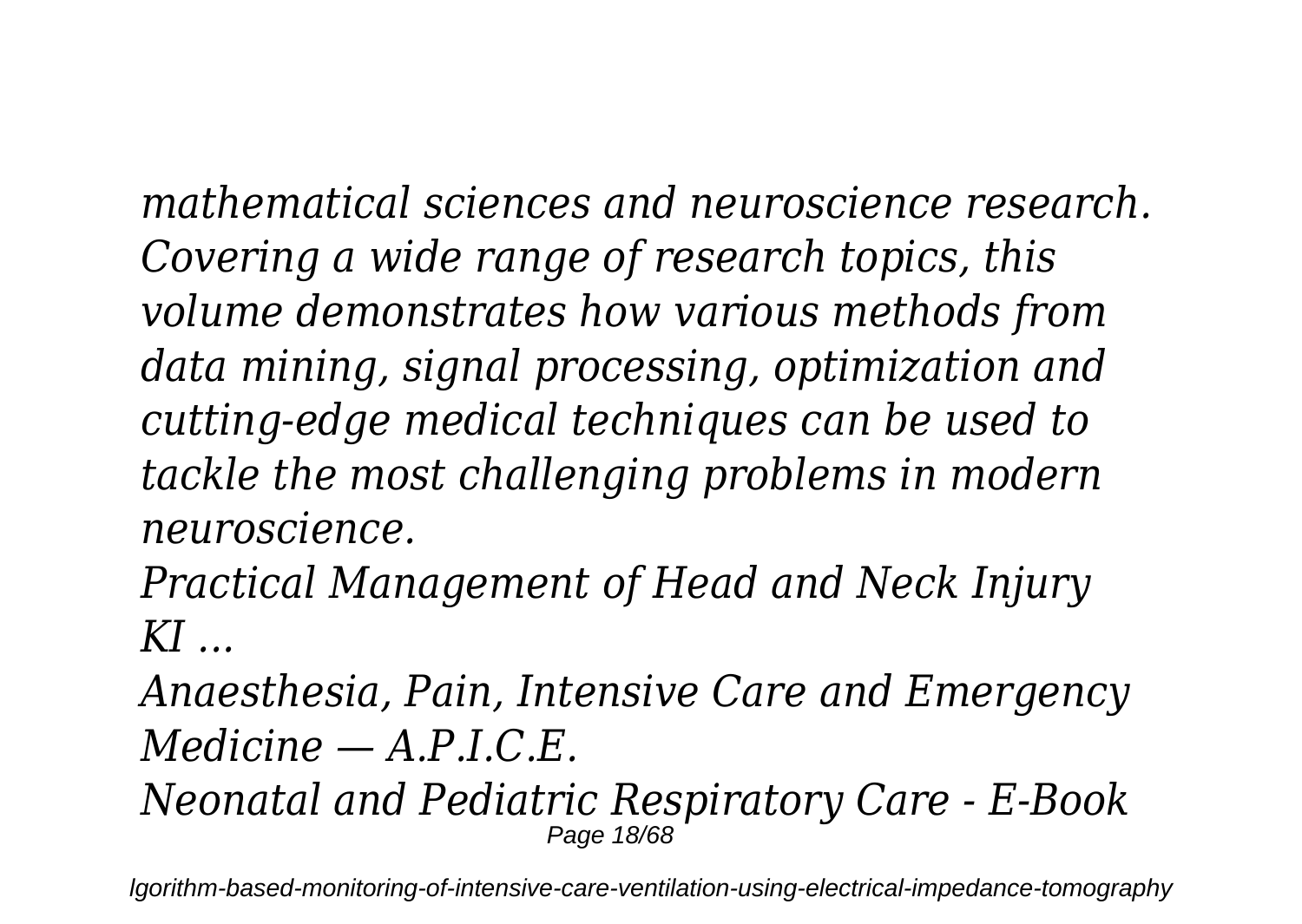*mathematical sciences and neuroscience research. Covering a wide range of research topics, this volume demonstrates how various methods from data mining, signal processing, optimization and cutting-edge medical techniques can be used to tackle the most challenging problems in modern neuroscience.*

*Practical Management of Head and Neck Injury*

*KI ...*

*Anaesthesia, Pain, Intensive Care and Emergency Medicine — A.P.I.C.E.*

*Neonatal and Pediatric Respiratory Care - E-Book*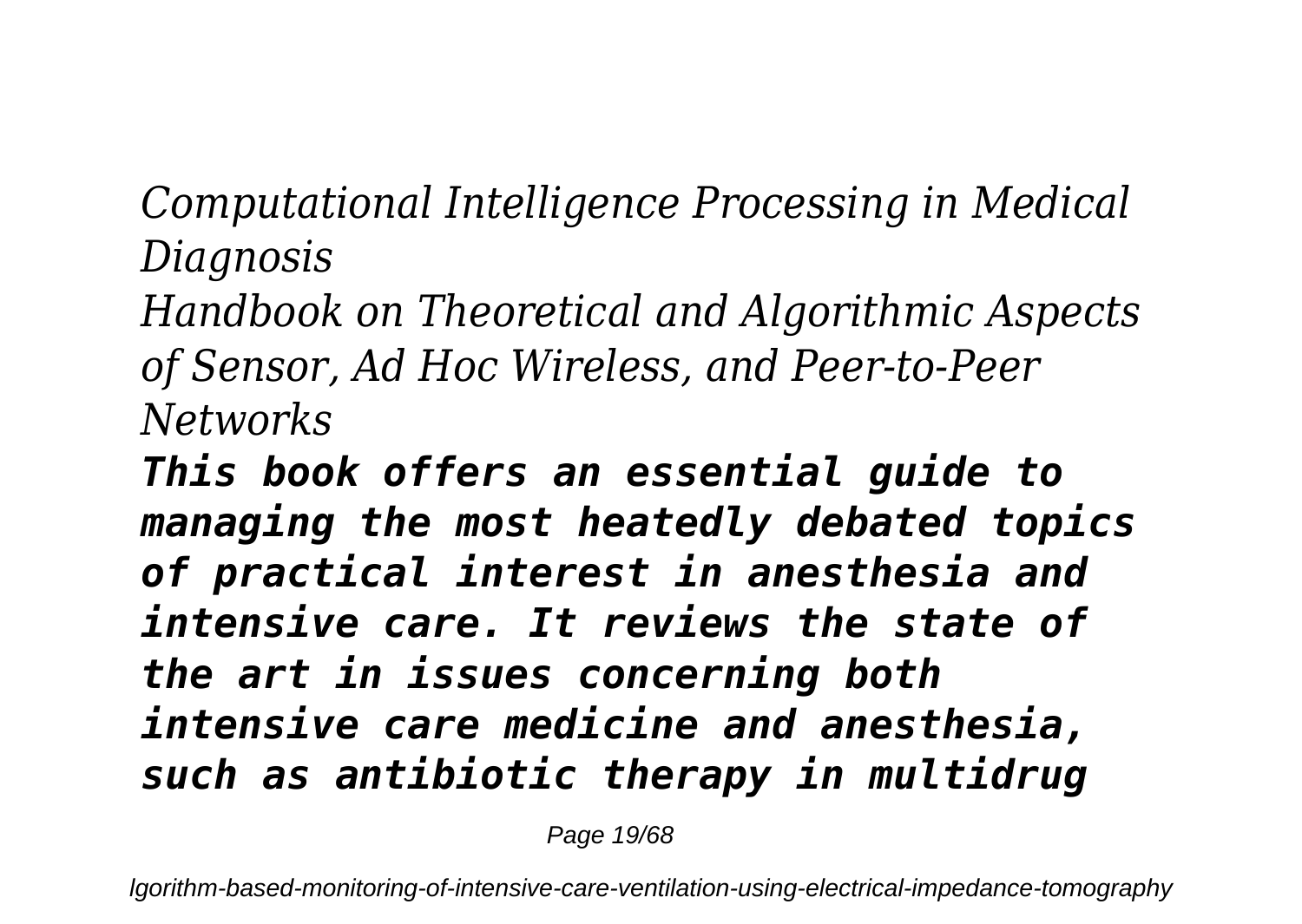*Computational Intelligence Processing in Medical Diagnosis*

*Handbook on Theoretical and Algorithmic Aspects of Sensor, Ad Hoc Wireless, and Peer-to-Peer Networks*

***This book offers an essential guide to managing the most heatedly debated topics of practical interest in anesthesia and intensive care. It reviews the state of the art in issues concerning both intensive care medicine and anesthesia, such as antibiotic therapy in multidrug***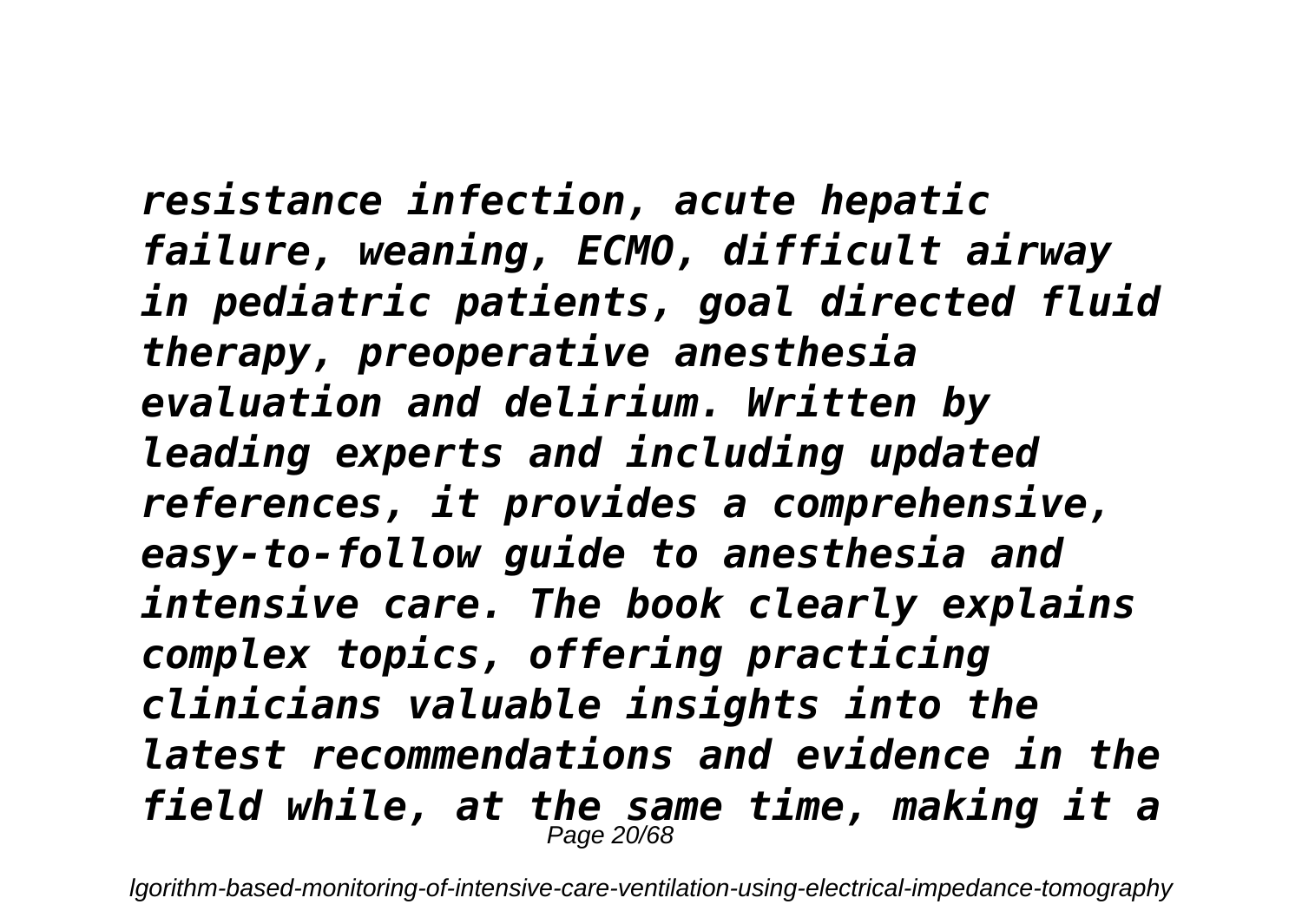*resistance infection, acute hepatic failure, weaning, ECMO, difficult airway in pediatric patients, goal directed fluid therapy, preoperative anesthesia evaluation and delirium. Written by leading experts and including updated references, it provides a comprehensive, easy-to-follow guide to anesthesia and intensive care. The book clearly explains complex topics, offering practicing clinicians valuable insights into the latest recommendations and evidence in the field while, at the same time, making it a*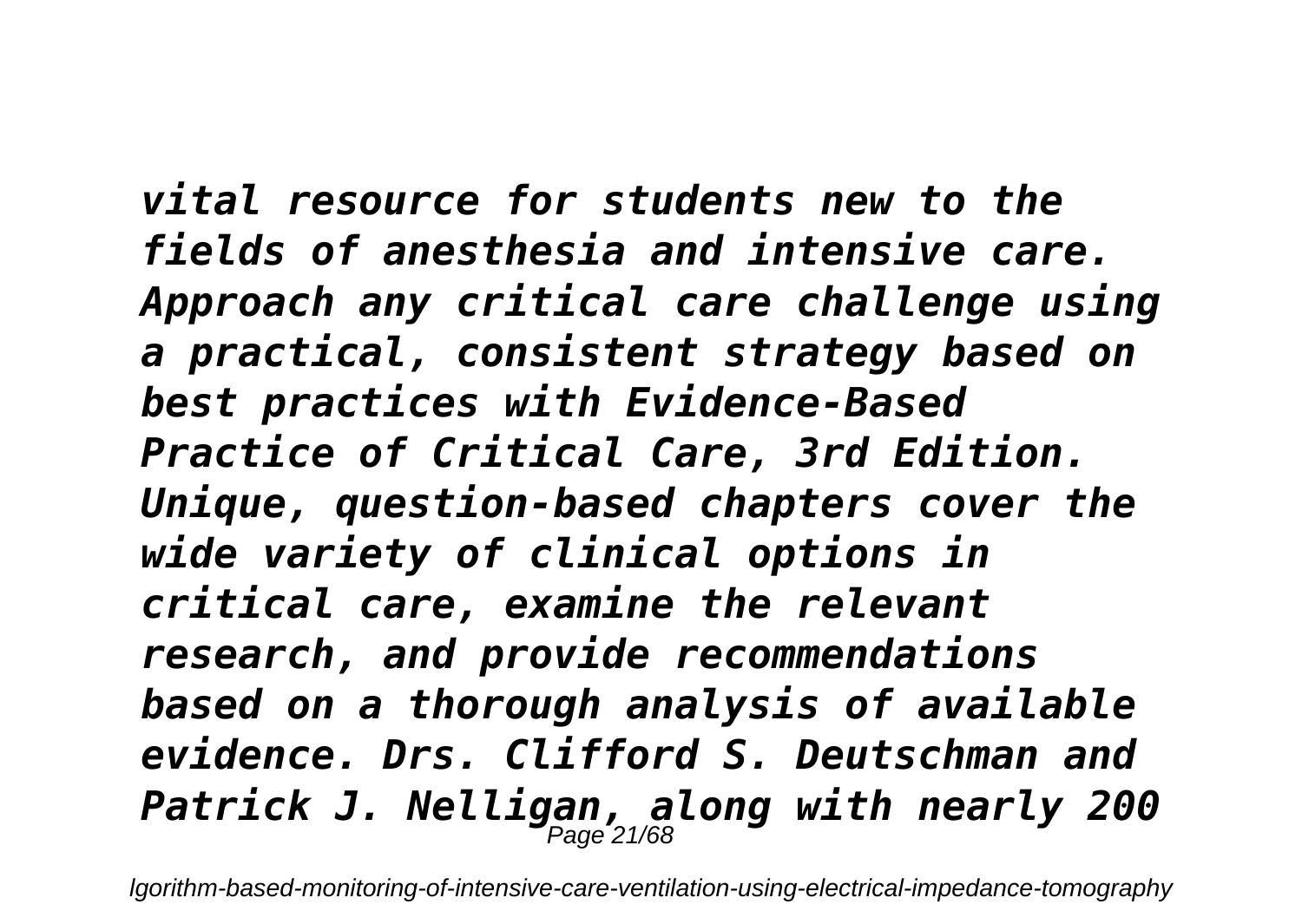*vital resource for students new to the fields of anesthesia and intensive care. Approach any critical care challenge using a practical, consistent strategy based on best practices with Evidence-Based Practice of Critical Care, 3rd Edition. Unique, question-based chapters cover the wide variety of clinical options in critical care, examine the relevant research, and provide recommendations based on a thorough analysis of available evidence. Drs. Clifford S. Deutschman and Patrick J. Nelligan, along with nearly 200*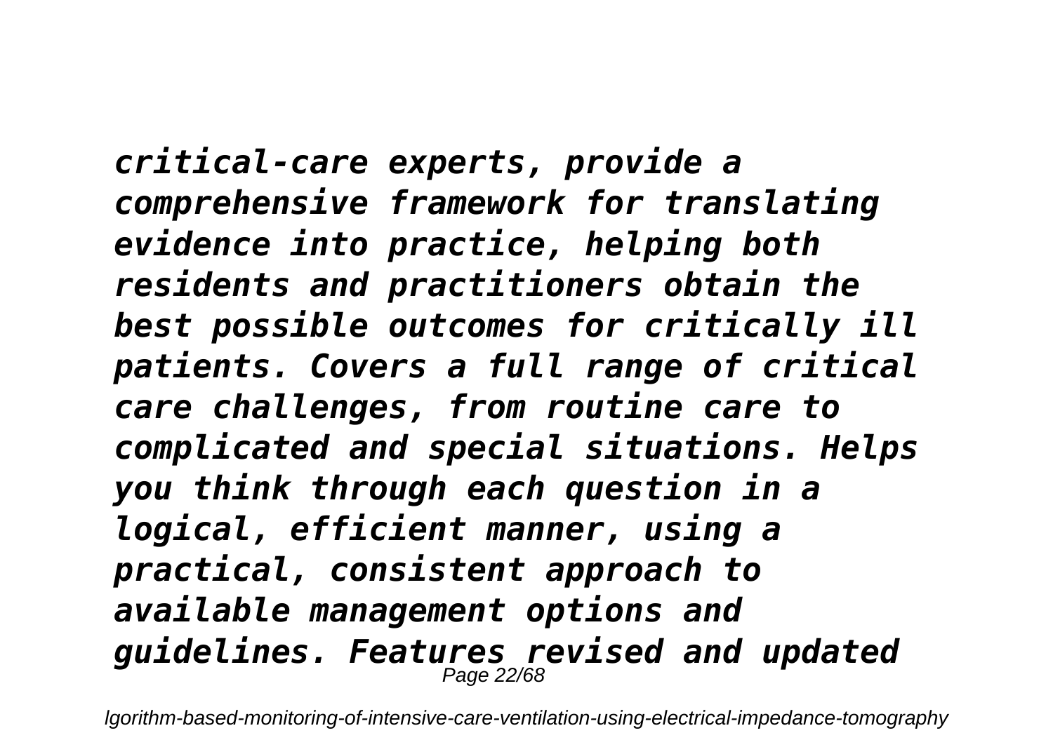*critical-care experts, provide a comprehensive framework for translating evidence into practice, helping both residents and practitioners obtain the best possible outcomes for critically ill patients. Covers a full range of critical care challenges, from routine care to complicated and special situations. Helps you think through each question in a logical, efficient manner, using a practical, consistent approach to available management options and guidelines. Features revised and updated*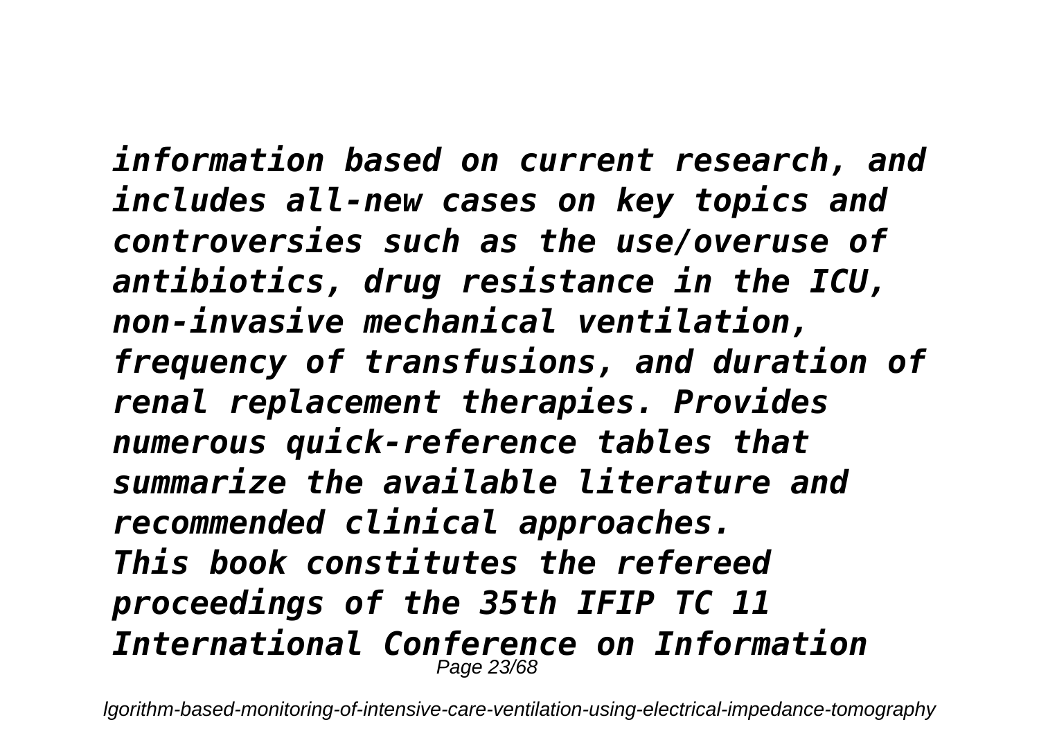*information based on current research, and includes all-new cases on key topics and controversies such as the use/overuse of antibiotics, drug resistance in the ICU, non-invasive mechanical ventilation, frequency of transfusions, and duration of renal replacement therapies. Provides numerous quick-reference tables that summarize the available literature and recommended clinical approaches.*

*This book constitutes the refereed proceedings of the 35th IFIP TC 11 International Conference on Information*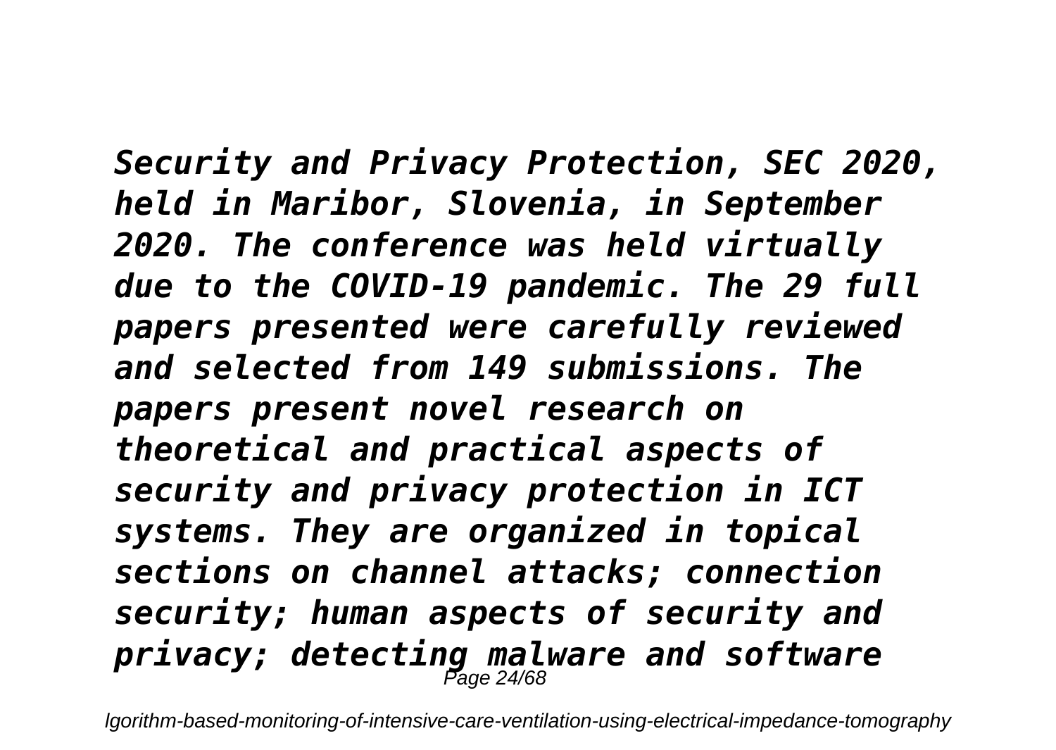*Security and Privacy Protection, SEC 2020, held in Maribor, Slovenia, in September 2020. The conference was held virtually due to the COVID-19 pandemic. The 29 full papers presented were carefully reviewed and selected from 149 submissions. The papers present novel research on theoretical and practical aspects of security and privacy protection in ICT systems. They are organized in topical sections on channel attacks; connection security; human aspects of security and privacy; detecting malware and software*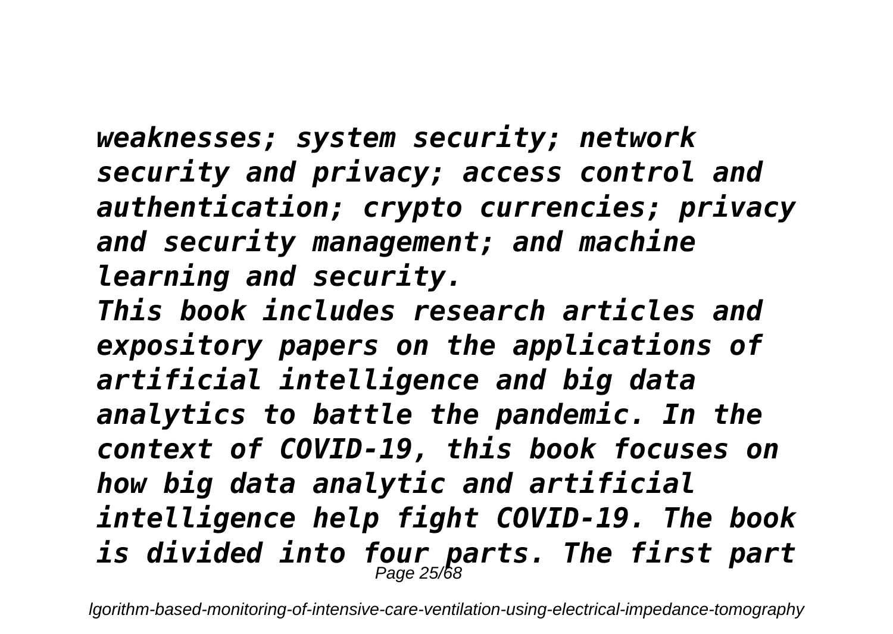*weaknesses; system security; network security and privacy; access control and authentication; crypto currencies; privacy and security management; and machine learning and security.*

*This book includes research articles and expository papers on the applications of artificial intelligence and big data analytics to battle the pandemic. In the context of COVID-19, this book focuses on how big data analytic and artificial intelligence help fight COVID-19. The book is divided into four parts. The first part*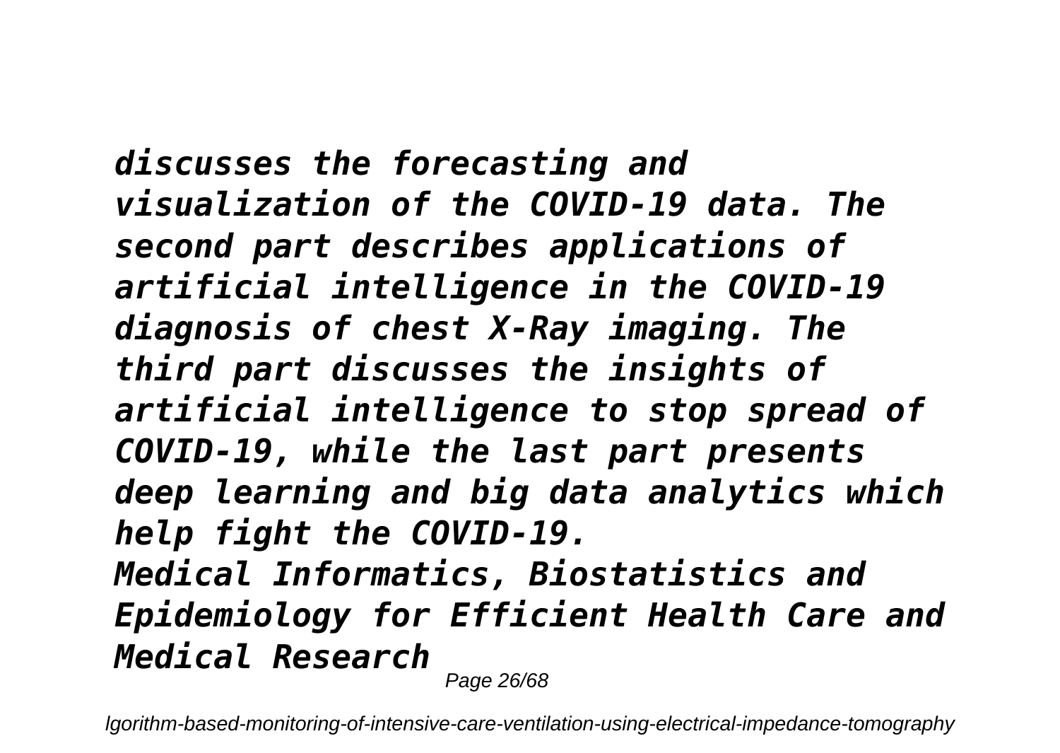*discusses the forecasting and visualization of the COVID-19 data. The second part describes applications of artificial intelligence in the COVID-19 diagnosis of chest X-Ray imaging. The third part discusses the insights of artificial intelligence to stop spread of COVID-19, while the last part presents deep learning and big data analytics which help fight the COVID-19.*

*Medical Informatics, Biostatistics and Epidemiology for Efficient Health Care and Medical Research*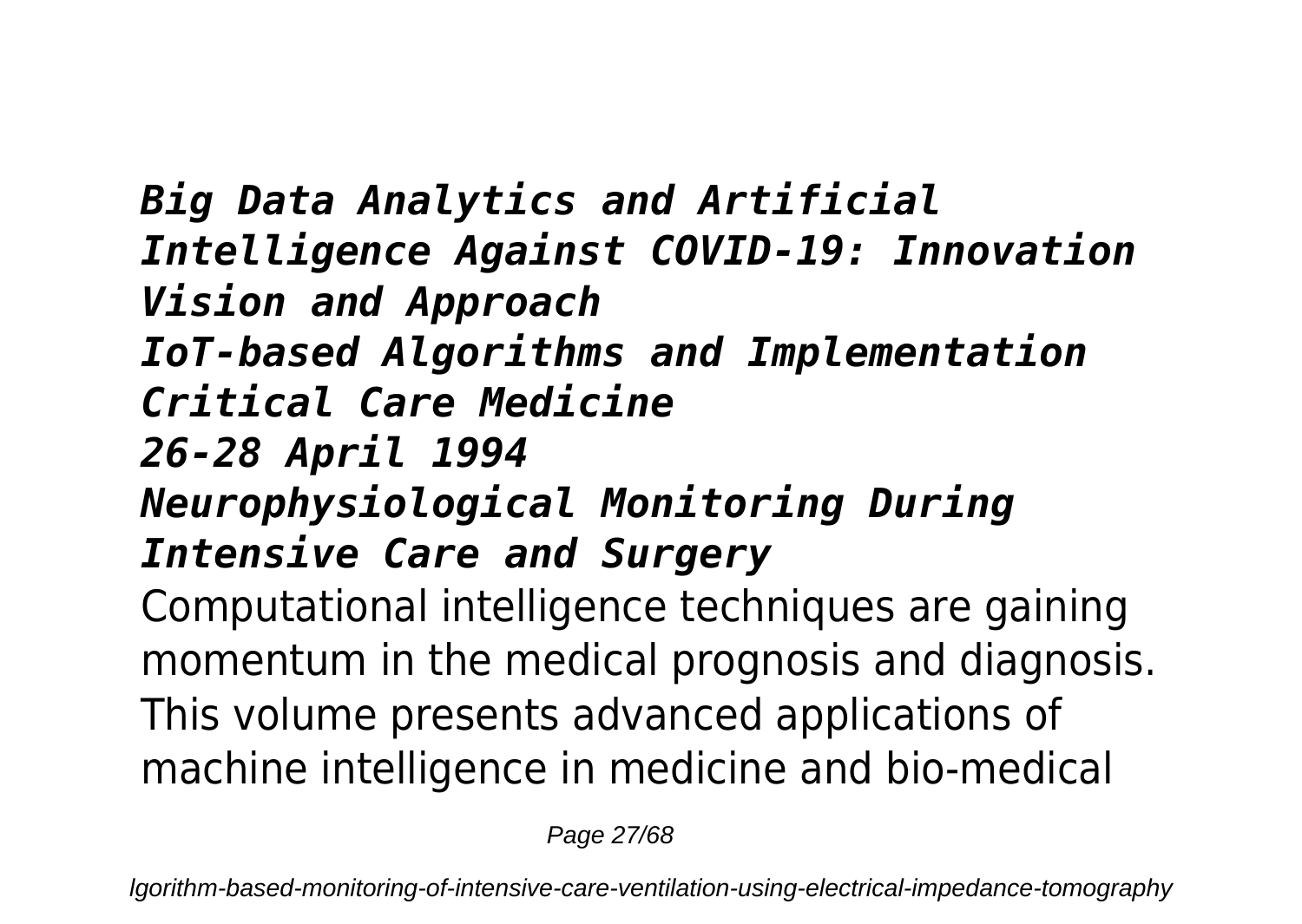***Big Data Analytics and Artificial Intelligence Against COVID-19: Innovation Vision and Approach***
***IoT-based Algorithms and Implementation***
***Critical Care Medicine***
***26-28 April 1994***
***Neurophysiological Monitoring During Intensive Care and Surgery***

Computational intelligence techniques are gaining momentum in the medical prognosis and diagnosis. This volume presents advanced applications of machine intelligence in medicine and bio-medical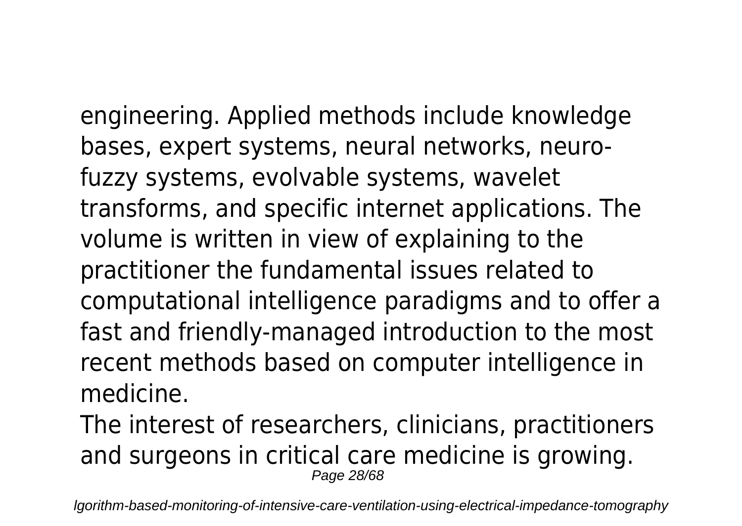engineering. Applied methods include knowledge bases, expert systems, neural networks, neuro-fuzzy systems, evolvable systems, wavelet transforms, and specific internet applications. The volume is written in view of explaining to the practitioner the fundamental issues related to computational intelligence paradigms and to offer a fast and friendly-managed introduction to the most recent methods based on computer intelligence in medicine.

The interest of researchers, clinicians, practitioners and surgeons in critical care medicine is growing.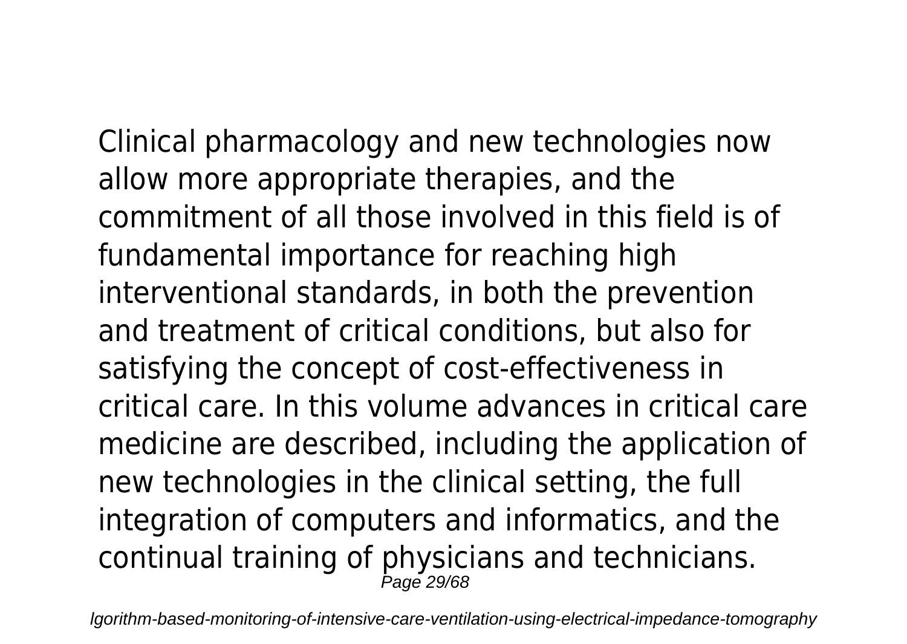Clinical pharmacology and new technologies now allow more appropriate therapies, and the commitment of all those involved in this field is of fundamental importance for reaching high interventional standards, in both the prevention and treatment of critical conditions, but also for satisfying the concept of cost-effectiveness in critical care. In this volume advances in critical care medicine are described, including the application of new technologies in the clinical setting, the full integration of computers and informatics, and the continual training of physicians and technicians.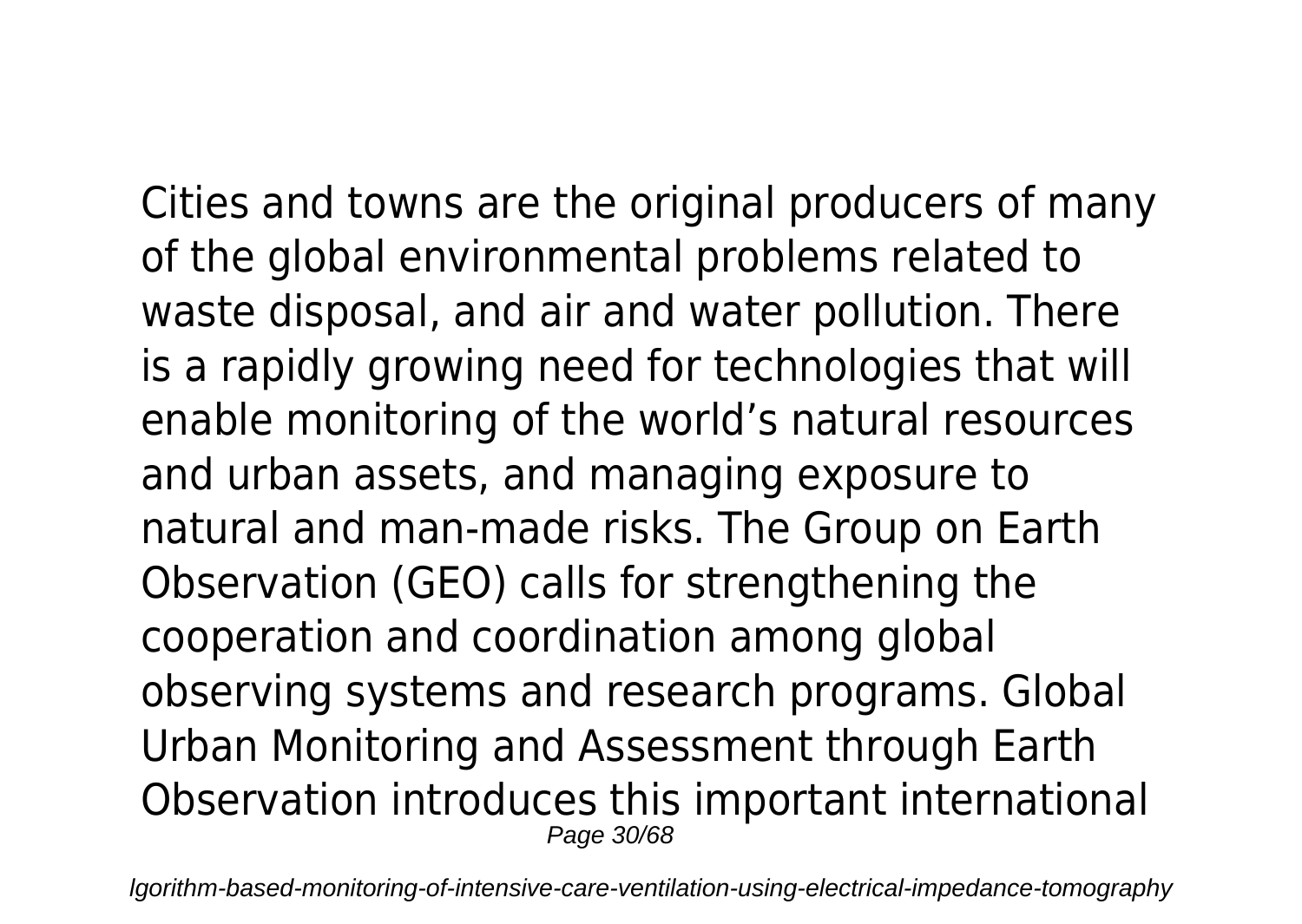Cities and towns are the original producers of many of the global environmental problems related to waste disposal, and air and water pollution. There is a rapidly growing need for technologies that will enable monitoring of the world's natural resources and urban assets, and managing exposure to natural and man-made risks. The Group on Earth Observation (GEO) calls for strengthening the cooperation and coordination among global observing systems and research programs. Global Urban Monitoring and Assessment through Earth Observation introduces this important international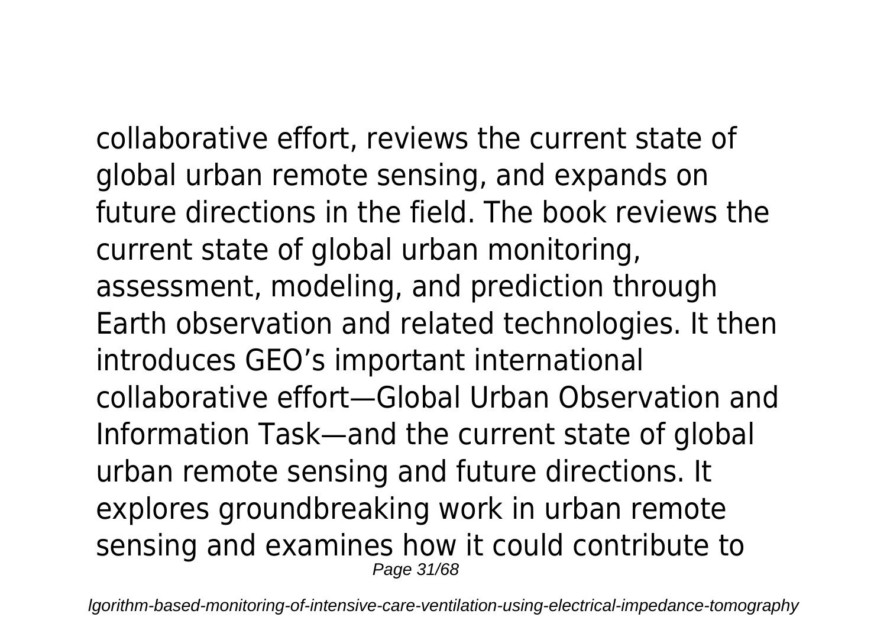collaborative effort, reviews the current state of global urban remote sensing, and expands on future directions in the field. The book reviews the current state of global urban monitoring, assessment, modeling, and prediction through Earth observation and related technologies. It then introduces GEO's important international collaborative effort—Global Urban Observation and Information Task—and the current state of global urban remote sensing and future directions. It explores groundbreaking work in urban remote sensing and examines how it could contribute to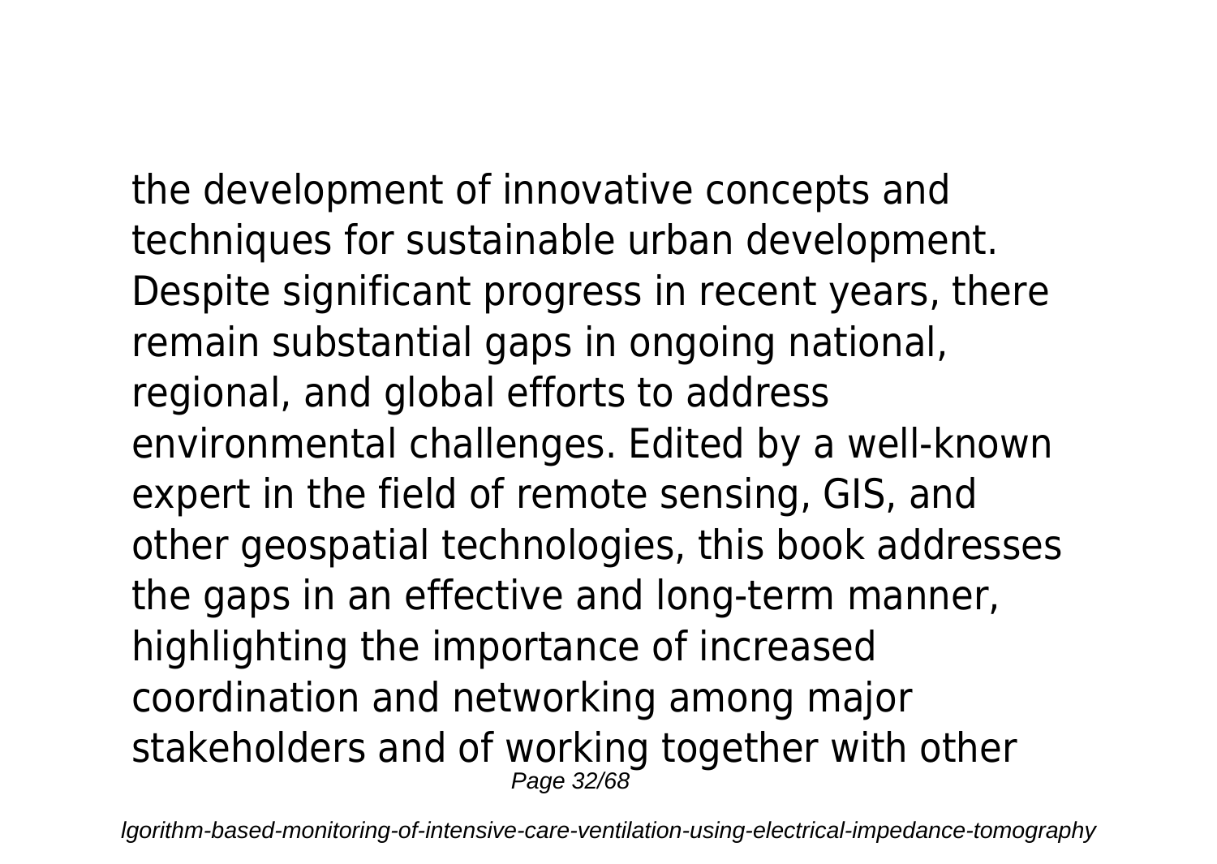the development of innovative concepts and techniques for sustainable urban development. Despite significant progress in recent years, there remain substantial gaps in ongoing national, regional, and global efforts to address environmental challenges. Edited by a well-known expert in the field of remote sensing, GIS, and other geospatial technologies, this book addresses the gaps in an effective and long-term manner, highlighting the importance of increased coordination and networking among major stakeholders and of working together with other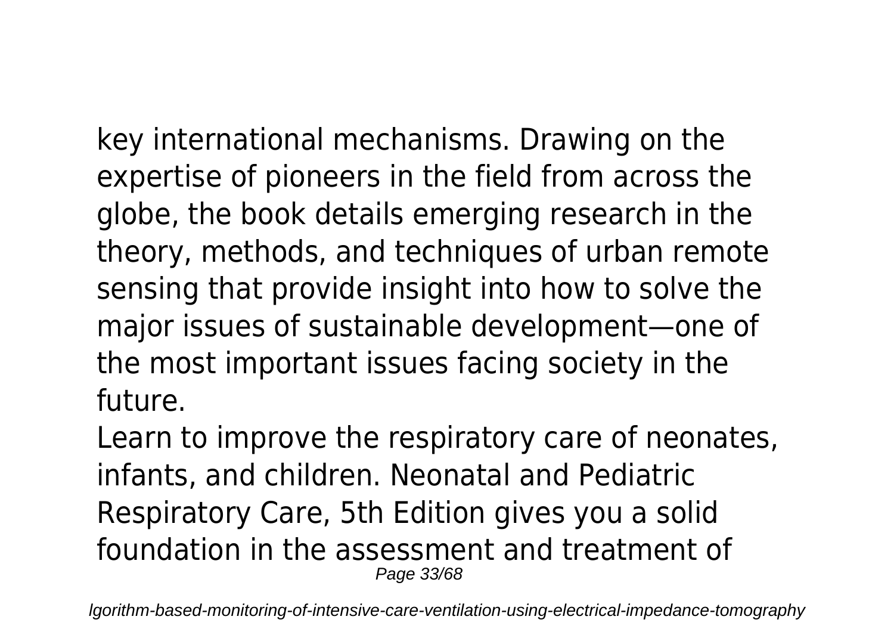key international mechanisms. Drawing on the expertise of pioneers in the field from across the globe, the book details emerging research in the theory, methods, and techniques of urban remote sensing that provide insight into how to solve the major issues of sustainable development—one of the most important issues facing society in the future.

Learn to improve the respiratory care of neonates, infants, and children. Neonatal and Pediatric Respiratory Care, 5th Edition gives you a solid foundation in the assessment and treatment of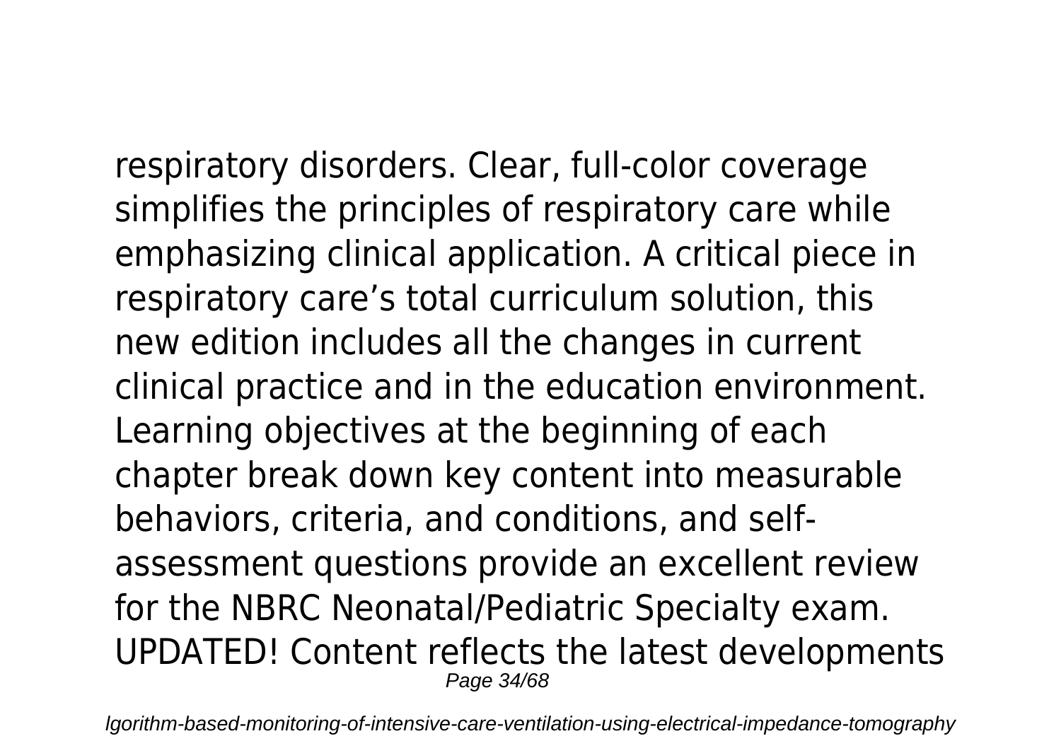respiratory disorders. Clear, full-color coverage simplifies the principles of respiratory care while emphasizing clinical application. A critical piece in respiratory care’s total curriculum solution, this new edition includes all the changes in current clinical practice and in the education environment. Learning objectives at the beginning of each chapter break down key content into measurable behaviors, criteria, and conditions, and self-assessment questions provide an excellent review for the NBRC Neonatal/Pediatric Specialty exam. UPDATED! Content reflects the latest developments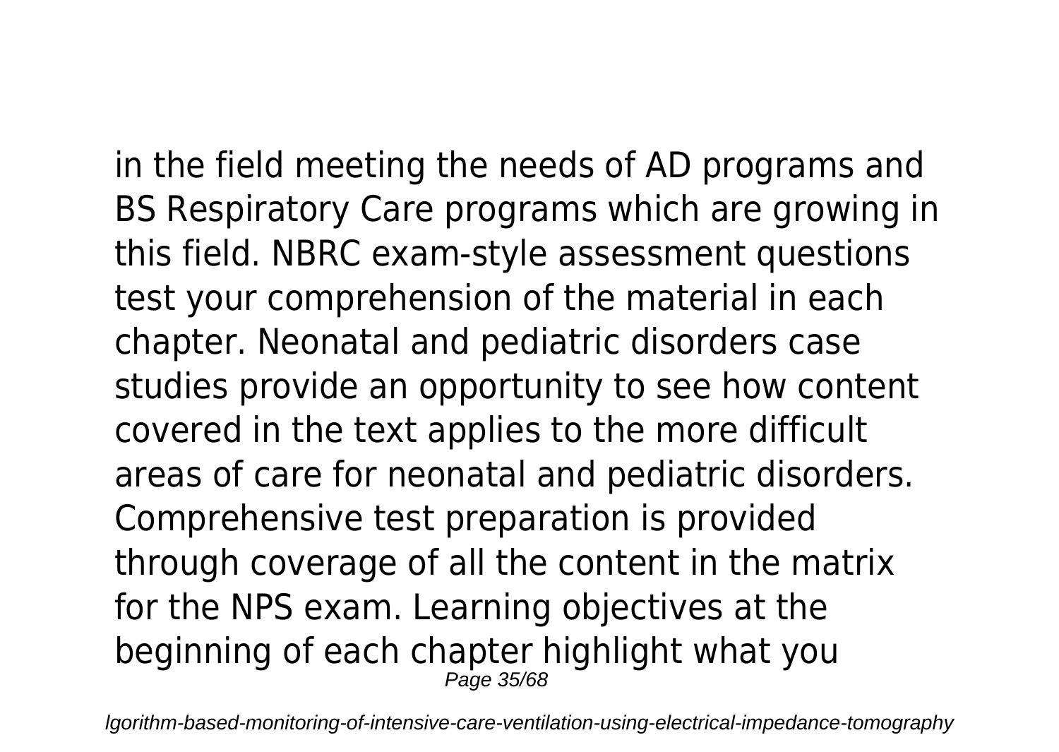in the field meeting the needs of AD programs and BS Respiratory Care programs which are growing in this field. NBRC exam-style assessment questions test your comprehension of the material in each chapter. Neonatal and pediatric disorders case studies provide an opportunity to see how content covered in the text applies to the more difficult areas of care for neonatal and pediatric disorders. Comprehensive test preparation is provided through coverage of all the content in the matrix for the NPS exam. Learning objectives at the beginning of each chapter highlight what you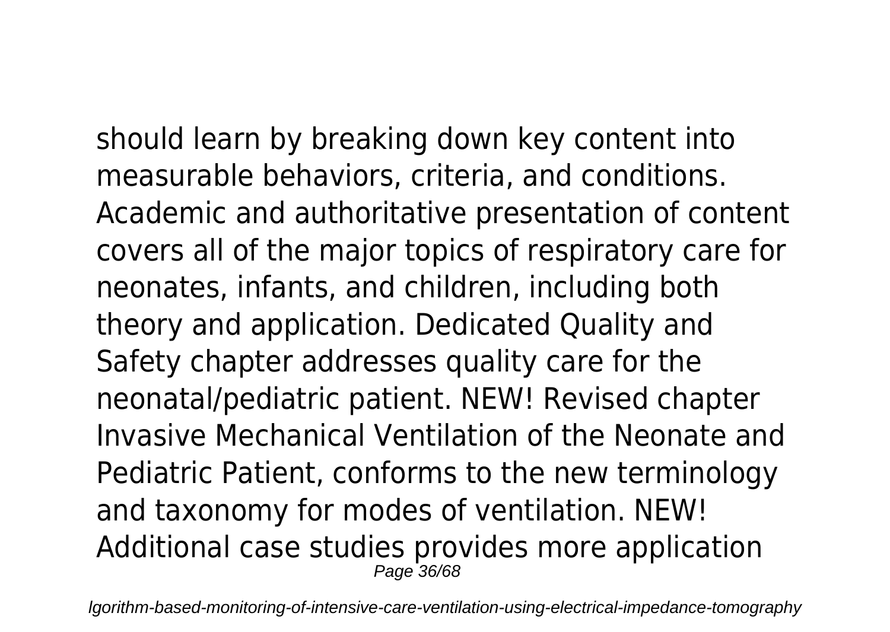should learn by breaking down key content into measurable behaviors, criteria, and conditions. Academic and authoritative presentation of content covers all of the major topics of respiratory care for neonates, infants, and children, including both theory and application. Dedicated Quality and Safety chapter addresses quality care for the neonatal/pediatric patient. NEW! Revised chapter Invasive Mechanical Ventilation of the Neonate and Pediatric Patient, conforms to the new terminology and taxonomy for modes of ventilation. NEW! Additional case studies provides more application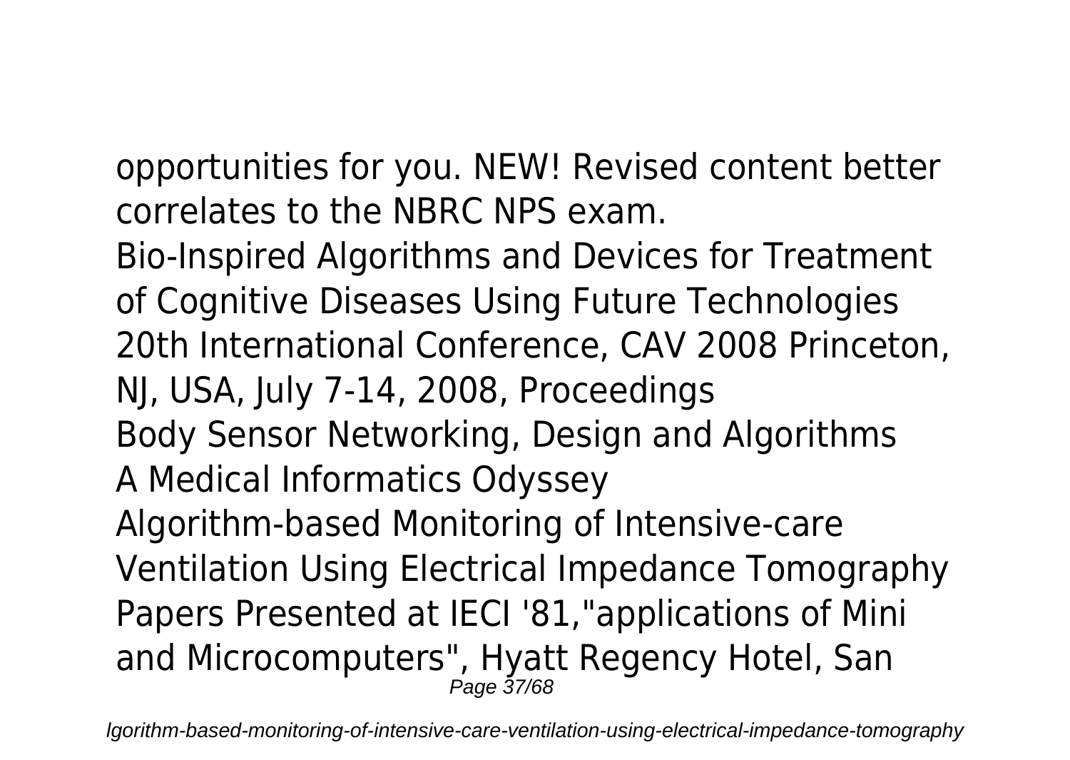opportunities for you. NEW! Revised content better correlates to the NBRC NPS exam.

Bio-Inspired Algorithms and Devices for Treatment of Cognitive Diseases Using Future Technologies

20th International Conference, CAV 2008 Princeton, NJ, USA, July 7-14, 2008, Proceedings

Body Sensor Networking, Design and Algorithms

A Medical Informatics Odyssey

Algorithm-based Monitoring of Intensive-care Ventilation Using Electrical Impedance Tomography

Papers Presented at IECI '81,"applications of Mini and Microcomputers", Hyatt Regency Hotel, San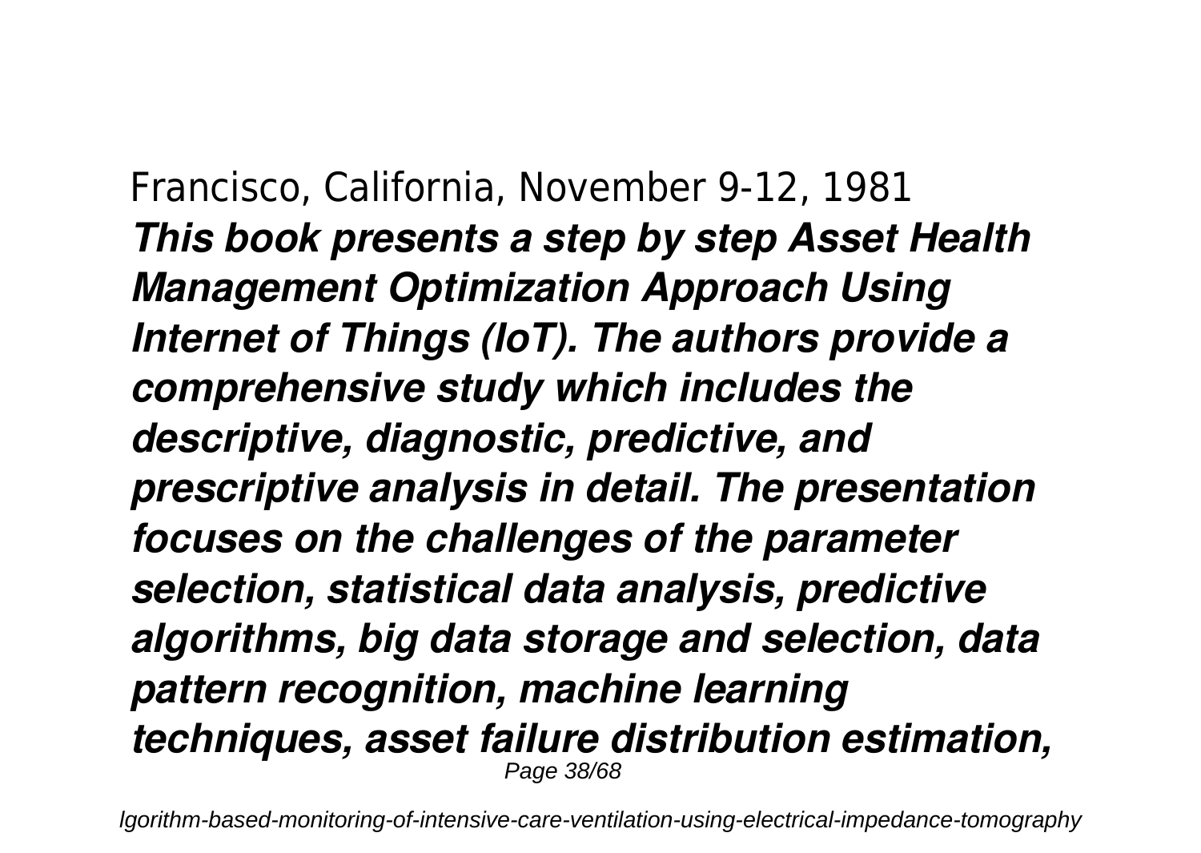Francisco, California, November 9-12, 1981

***This book presents a step by step Asset Health Management Optimization Approach Using Internet of Things (IoT). The authors provide a comprehensive study which includes the descriptive, diagnostic, predictive, and prescriptive analysis in detail. The presentation focuses on the challenges of the parameter selection, statistical data analysis, predictive algorithms, big data storage and selection, data pattern recognition, machine learning techniques, asset failure distribution estimation,***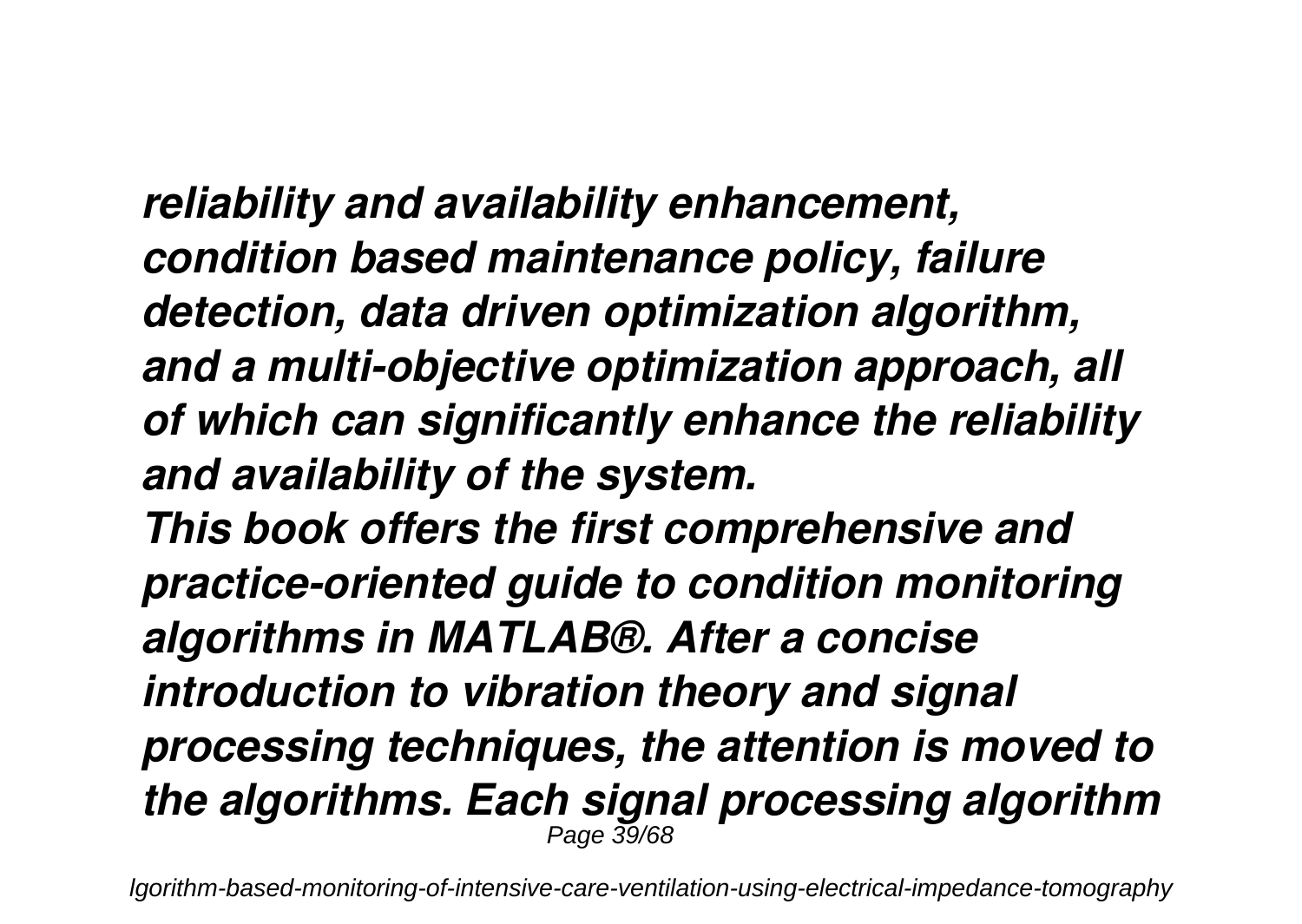*reliability and availability enhancement, condition based maintenance policy, failure detection, data driven optimization algorithm, and a multi-objective optimization approach, all of which can significantly enhance the reliability and availability of the system.*

*This book offers the first comprehensive and practice-oriented guide to condition monitoring algorithms in MATLAB®. After a concise introduction to vibration theory and signal processing techniques, the attention is moved to the algorithms. Each signal processing algorithm*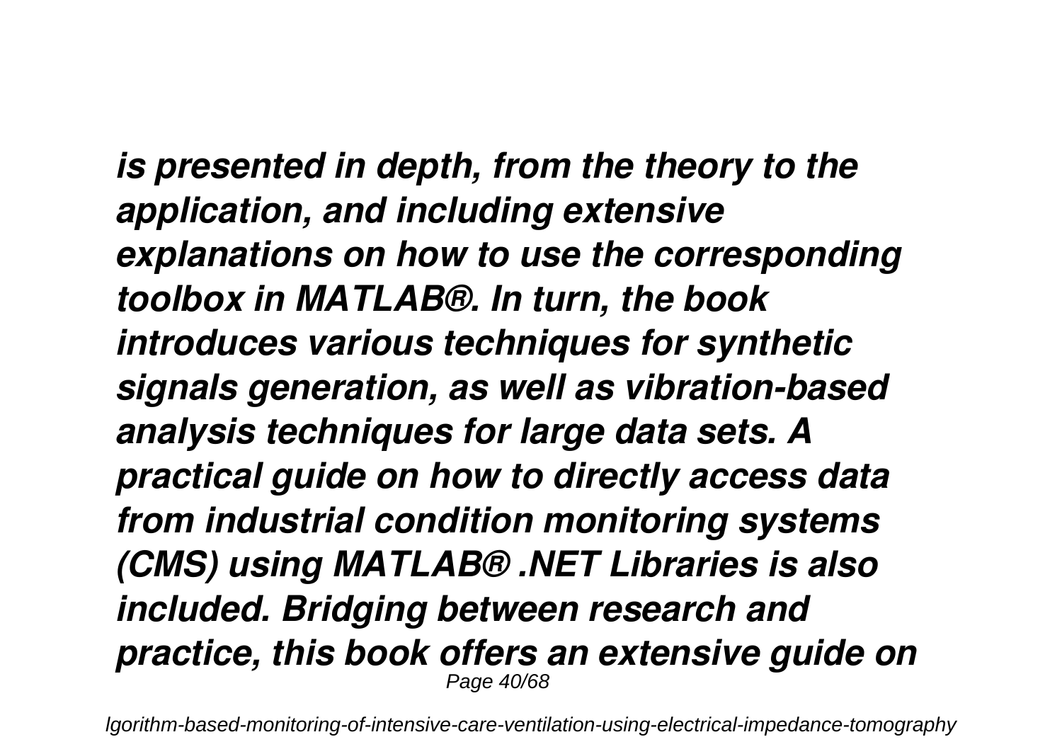*is presented in depth, from the theory to the application, and including extensive explanations on how to use the corresponding toolbox in MATLAB®. In turn, the book introduces various techniques for synthetic signals generation, as well as vibration-based analysis techniques for large data sets. A practical guide on how to directly access data from industrial condition monitoring systems (CMS) using MATLAB® .NET Libraries is also included. Bridging between research and practice, this book offers an extensive guide on*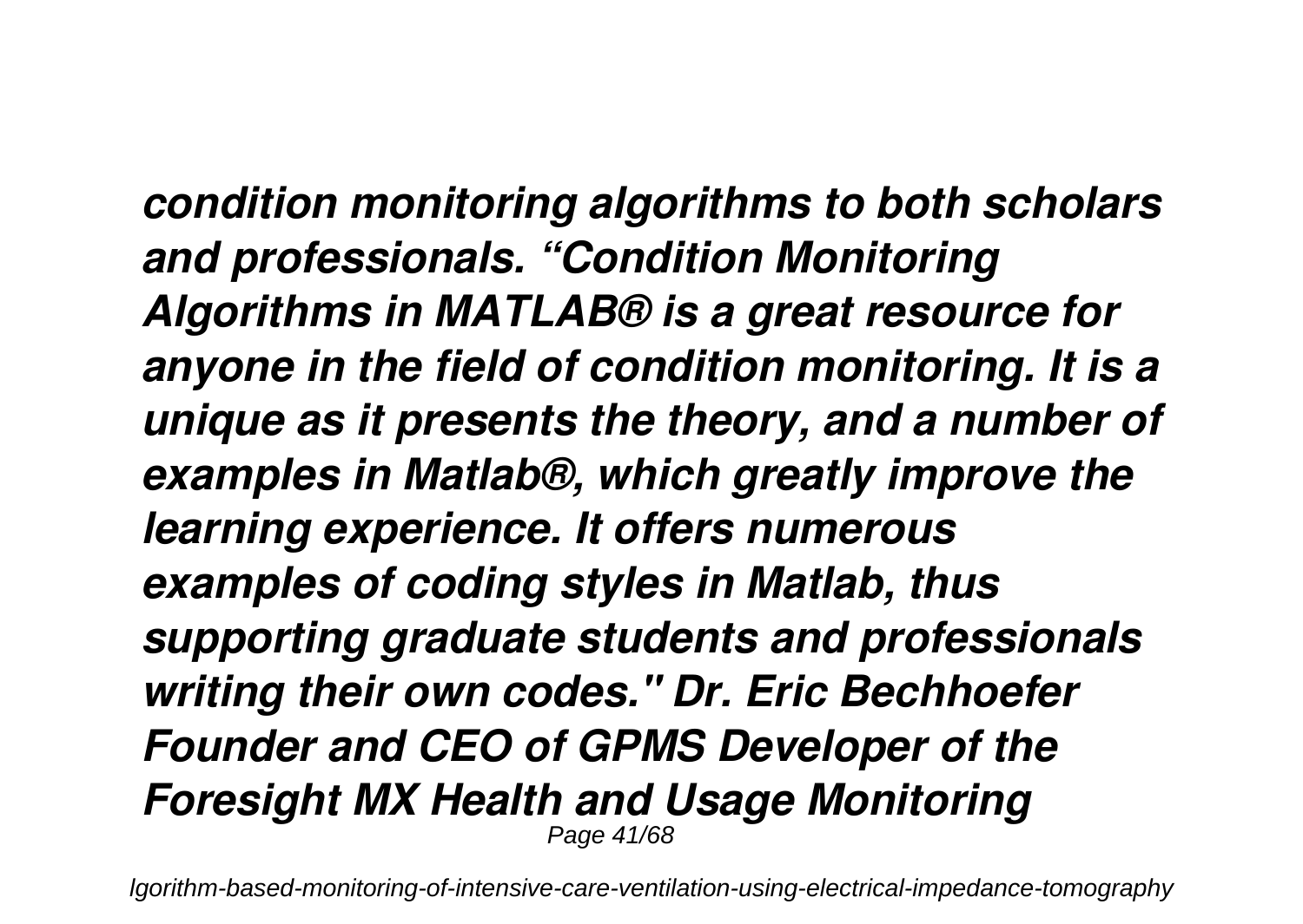*condition monitoring algorithms to both scholars and professionals. “Condition Monitoring Algorithms in MATLAB® is a great resource for anyone in the field of condition monitoring. It is a unique as it presents the theory, and a number of examples in Matlab®, which greatly improve the learning experience. It offers numerous examples of coding styles in Matlab, thus supporting graduate students and professionals writing their own codes." Dr. Eric Bechhoefer Founder and CEO of GPMS Developer of the Foresight MX Health and Usage Monitoring*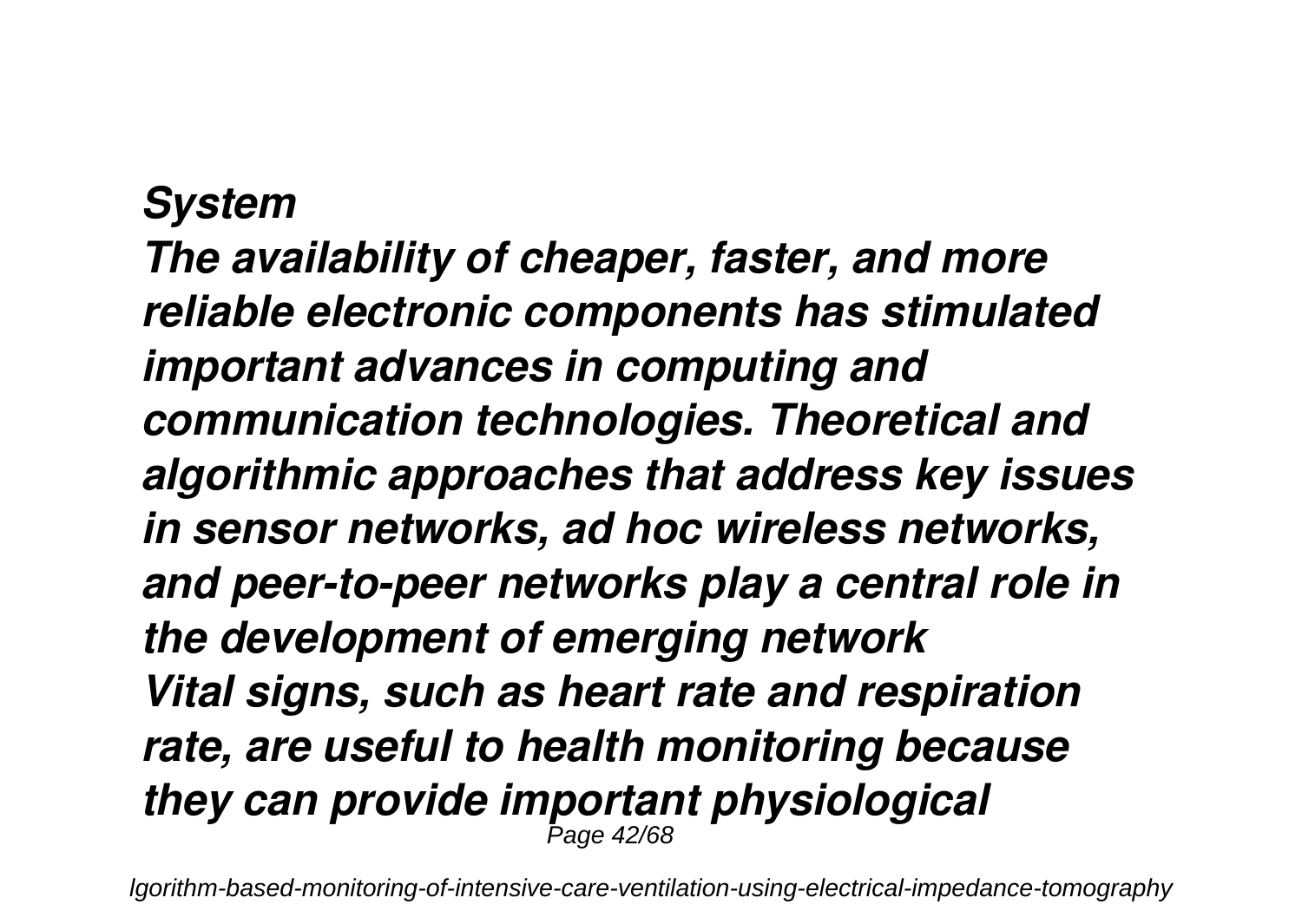*System*

*The availability of cheaper, faster, and more reliable electronic components has stimulated important advances in computing and communication technologies. Theoretical and algorithmic approaches that address key issues in sensor networks, ad hoc wireless networks, and peer-to-peer networks play a central role in the development of emerging network*

*Vital signs, such as heart rate and respiration rate, are useful to health monitoring because they can provide important physiological*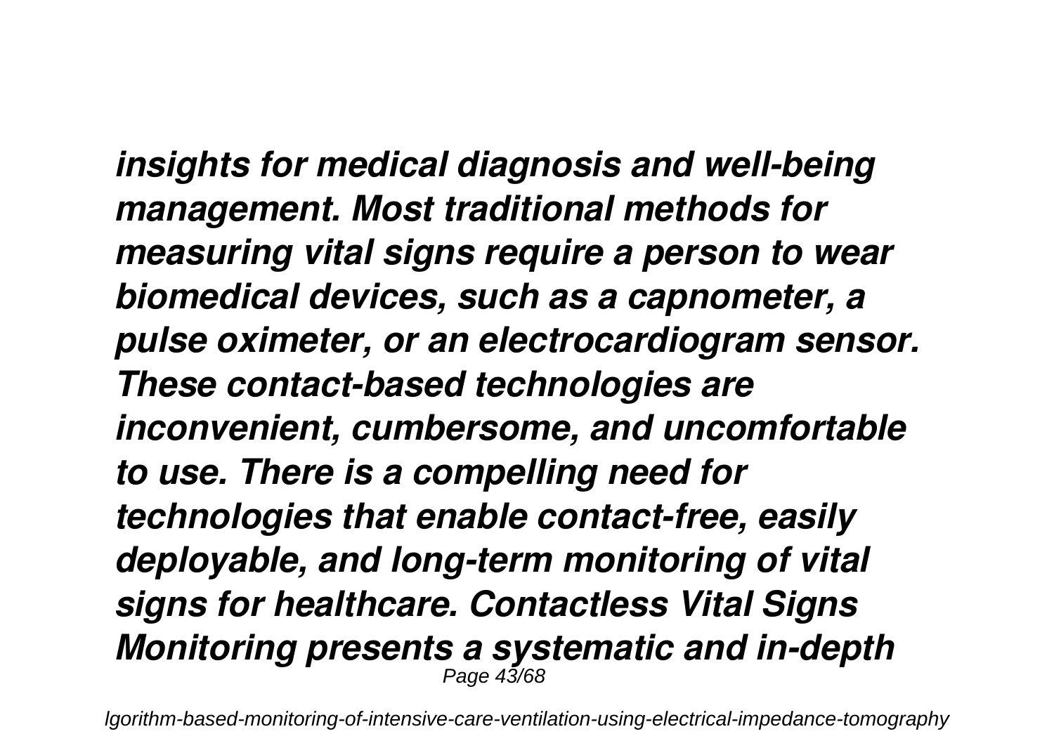*insights for medical diagnosis and well-being management. Most traditional methods for measuring vital signs require a person to wear biomedical devices, such as a capnometer, a pulse oximeter, or an electrocardiogram sensor. These contact-based technologies are inconvenient, cumbersome, and uncomfortable to use. There is a compelling need for technologies that enable contact-free, easily deployable, and long-term monitoring of vital signs for healthcare. Contactless Vital Signs Monitoring presents a systematic and in-depth*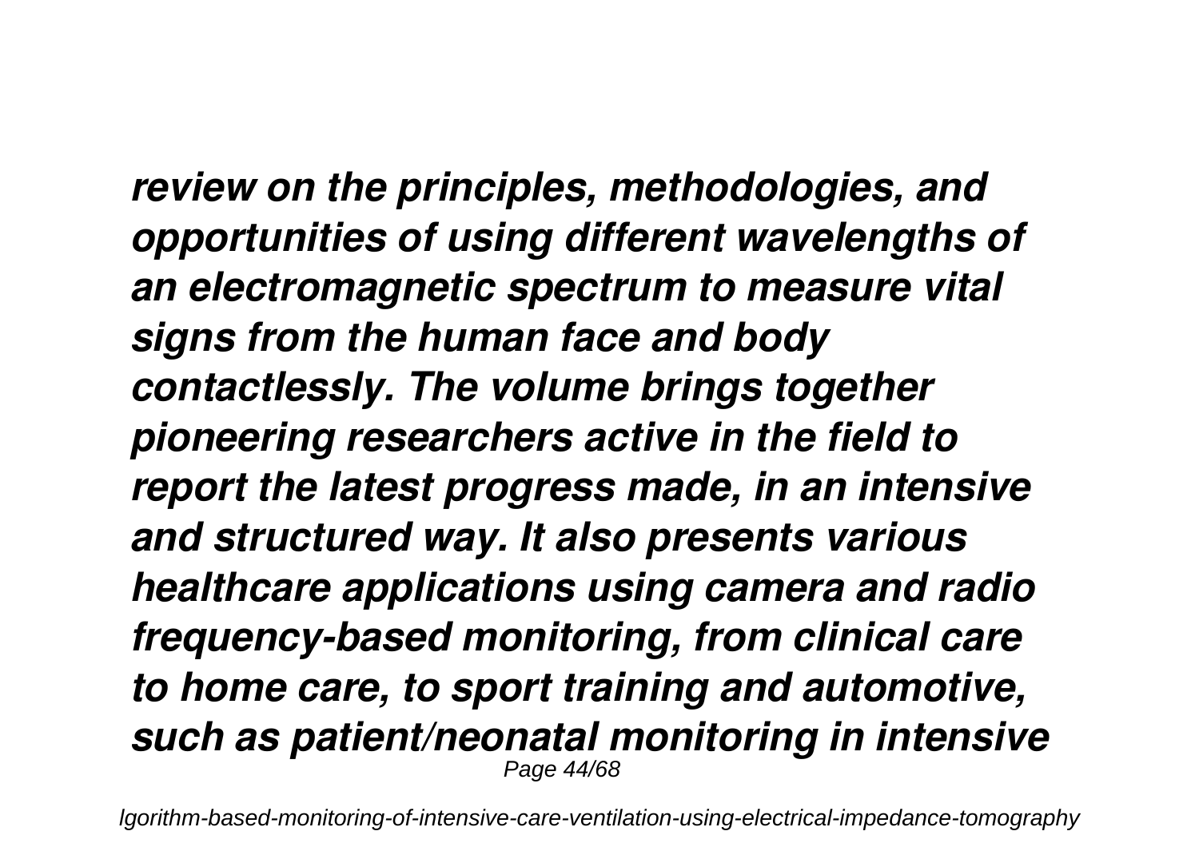*review on the principles, methodologies, and opportunities of using different wavelengths of an electromagnetic spectrum to measure vital signs from the human face and body contactlessly. The volume brings together pioneering researchers active in the field to report the latest progress made, in an intensive and structured way. It also presents various healthcare applications using camera and radio frequency-based monitoring, from clinical care to home care, to sport training and automotive, such as patient/neonatal monitoring in intensive*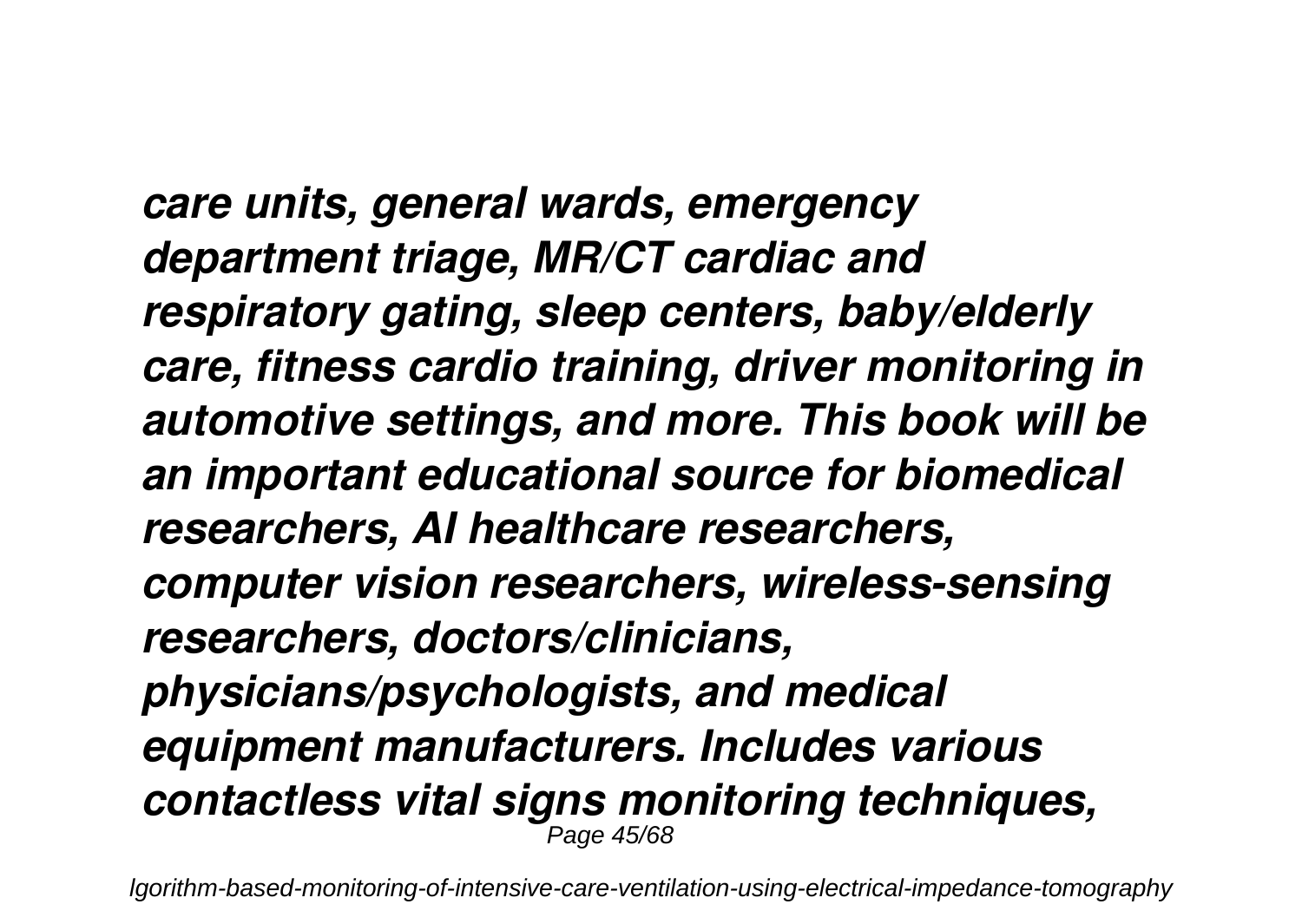*care units, general wards, emergency department triage, MR/CT cardiac and respiratory gating, sleep centers, baby/elderly care, fitness cardio training, driver monitoring in automotive settings, and more. This book will be an important educational source for biomedical researchers, AI healthcare researchers, computer vision researchers, wireless-sensing researchers, doctors/clinicians, physicians/psychologists, and medical equipment manufacturers. Includes various contactless vital signs monitoring techniques,*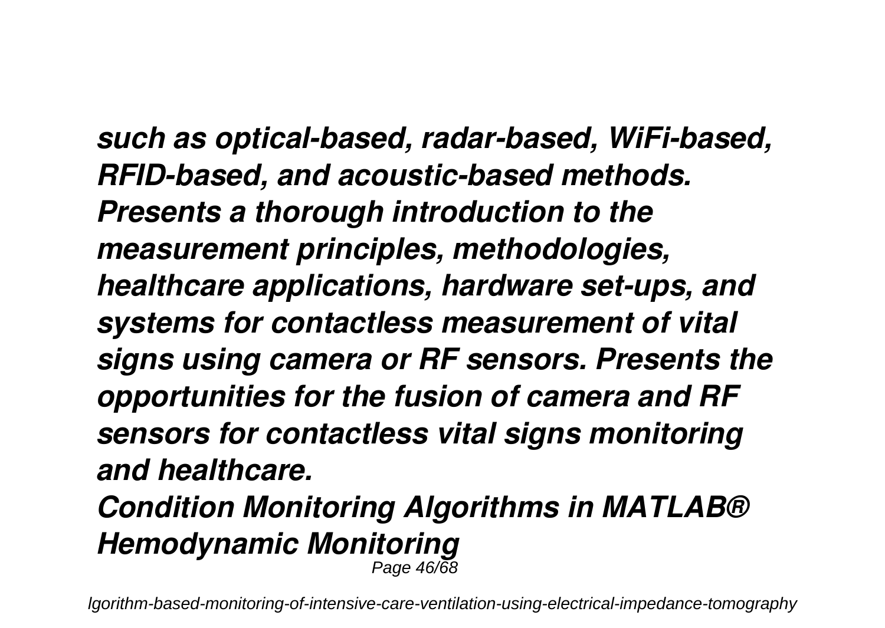*such as optical-based, radar-based, WiFi-based, RFID-based, and acoustic-based methods. Presents a thorough introduction to the measurement principles, methodologies, healthcare applications, hardware set-ups, and systems for contactless measurement of vital signs using camera or RF sensors. Presents the opportunities for the fusion of camera and RF sensors for contactless vital signs monitoring and healthcare.*

***Condition Monitoring Algorithms in MATLAB®***

***Hemodynamic Monitoring***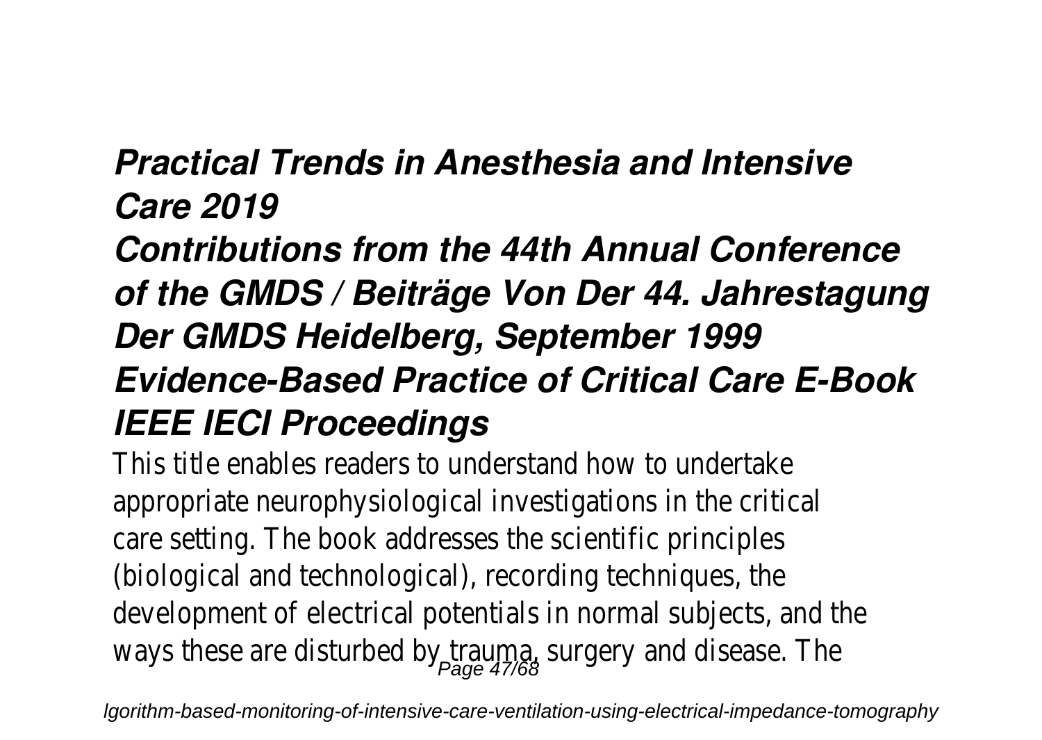## *Practical Trends in Anesthesia and Intensive Care 2019*

## *Contributions from the 44th Annual Conference of the GMDS / Beiträge Von Der 44. Jahrestagung Der GMDS Heidelberg, September 1999*

## *Evidence-Based Practice of Critical Care E-Book*

## *IEEE IECI Proceedings*

This title enables readers to understand how to undertake appropriate neurophysiological investigations in the critical care setting. The book addresses the scientific principles (biological and technological), recording techniques, the development of electrical potentials in normal subjects, and the ways these are disturbed by trauma, surgery and disease. The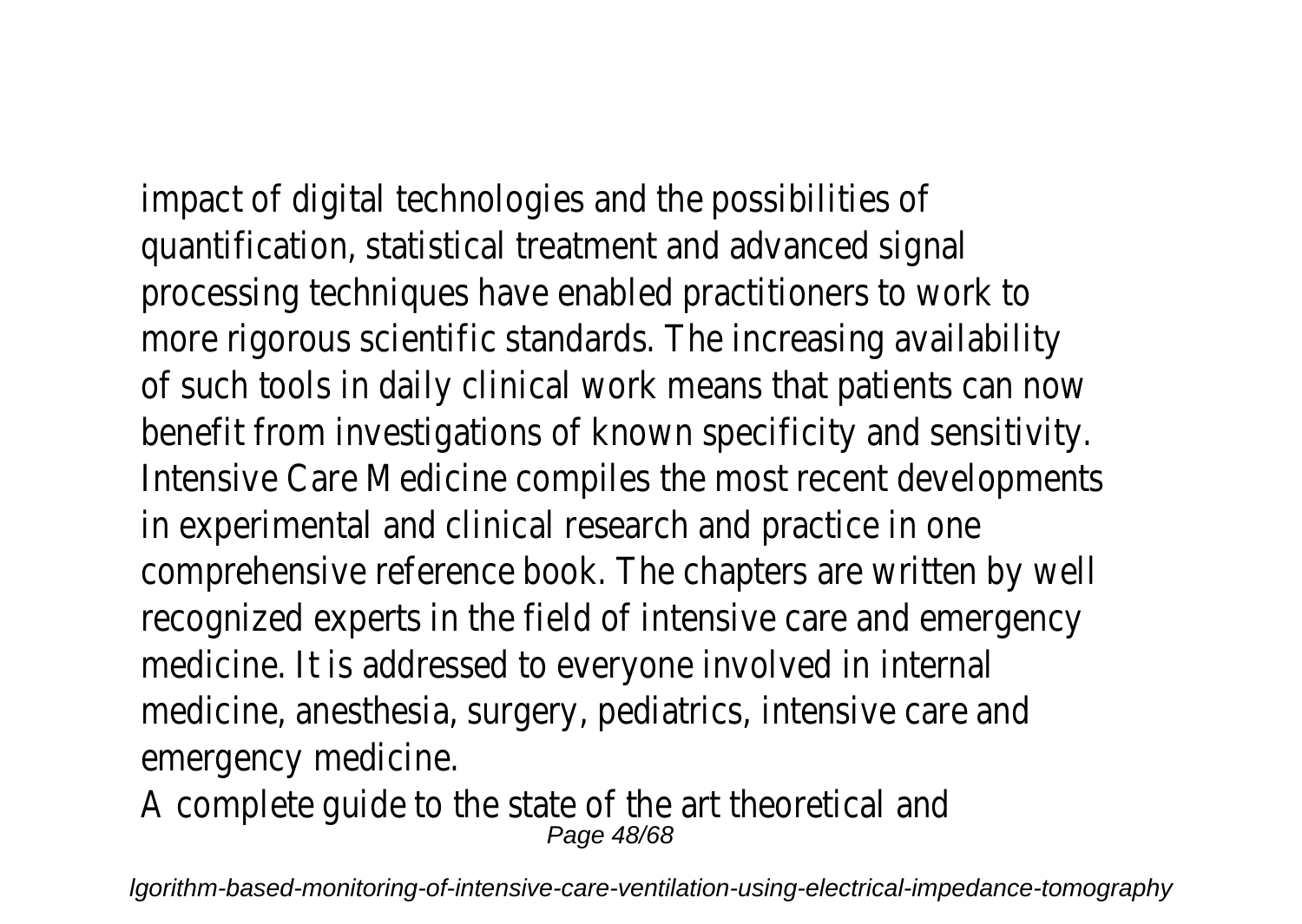impact of digital technologies and the possibilities of quantification, statistical treatment and advanced signal processing techniques have enabled practitioners to work to more rigorous scientific standards. The increasing availability of such tools in daily clinical work means that patients can now benefit from investigations of known specificity and sensitivity. Intensive Care Medicine compiles the most recent developments in experimental and clinical research and practice in one comprehensive reference book. The chapters are written by well recognized experts in the field of intensive care and emergency medicine. It is addressed to everyone involved in internal medicine, anesthesia, surgery, pediatrics, intensive care and emergency medicine.

A complete guide to the state of the art theoretical and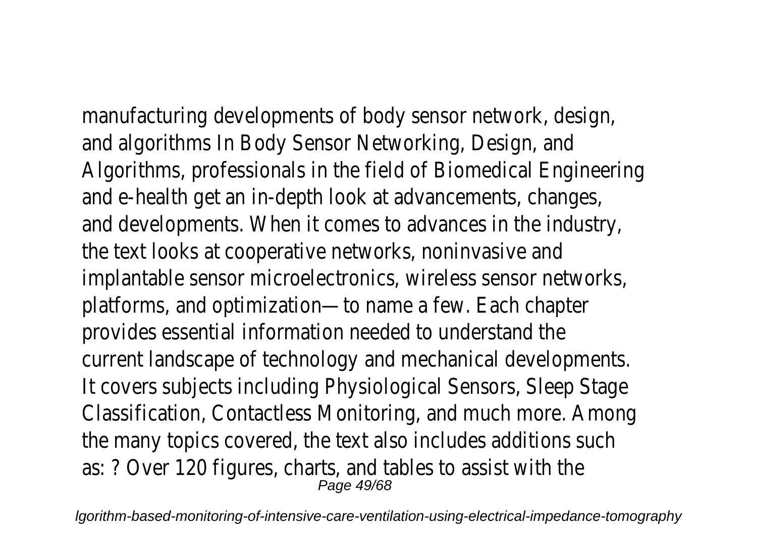manufacturing developments of body sensor network, design, and algorithms In Body Sensor Networking, Design, and Algorithms, professionals in the field of Biomedical Engineering and e-health get an in-depth look at advancements, changes, and developments. When it comes to advances in the industry, the text looks at cooperative networks, noninvasive and implantable sensor microelectronics, wireless sensor networks, platforms, and optimization—to name a few. Each chapter provides essential information needed to understand the current landscape of technology and mechanical developments. It covers subjects including Physiological Sensors, Sleep Stage Classification, Contactless Monitoring, and much more. Among the many topics covered, the text also includes additions such as: ? Over 120 figures, charts, and tables to assist with the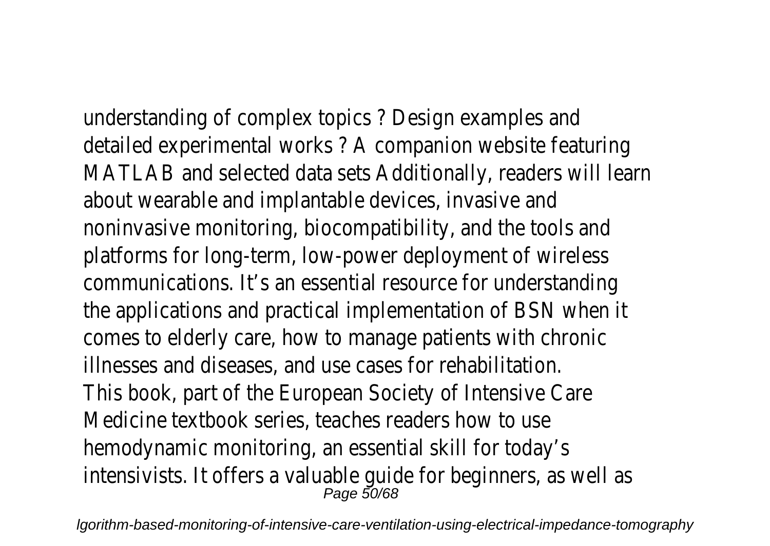understanding of complex topics ? Design examples and detailed experimental works ? A companion website featuring MATLAB and selected data sets Additionally, readers will learn about wearable and implantable devices, invasive and noninvasive monitoring, biocompatibility, and the tools and platforms for long-term, low-power deployment of wireless communications. It's an essential resource for understanding the applications and practical implementation of BSN when it comes to elderly care, how to manage patients with chronic illnesses and diseases, and use cases for rehabilitation.

This book, part of the European Society of Intensive Care Medicine textbook series, teaches readers how to use hemodynamic monitoring, an essential skill for today's intensivists. It offers a valuable guide for beginners, as well as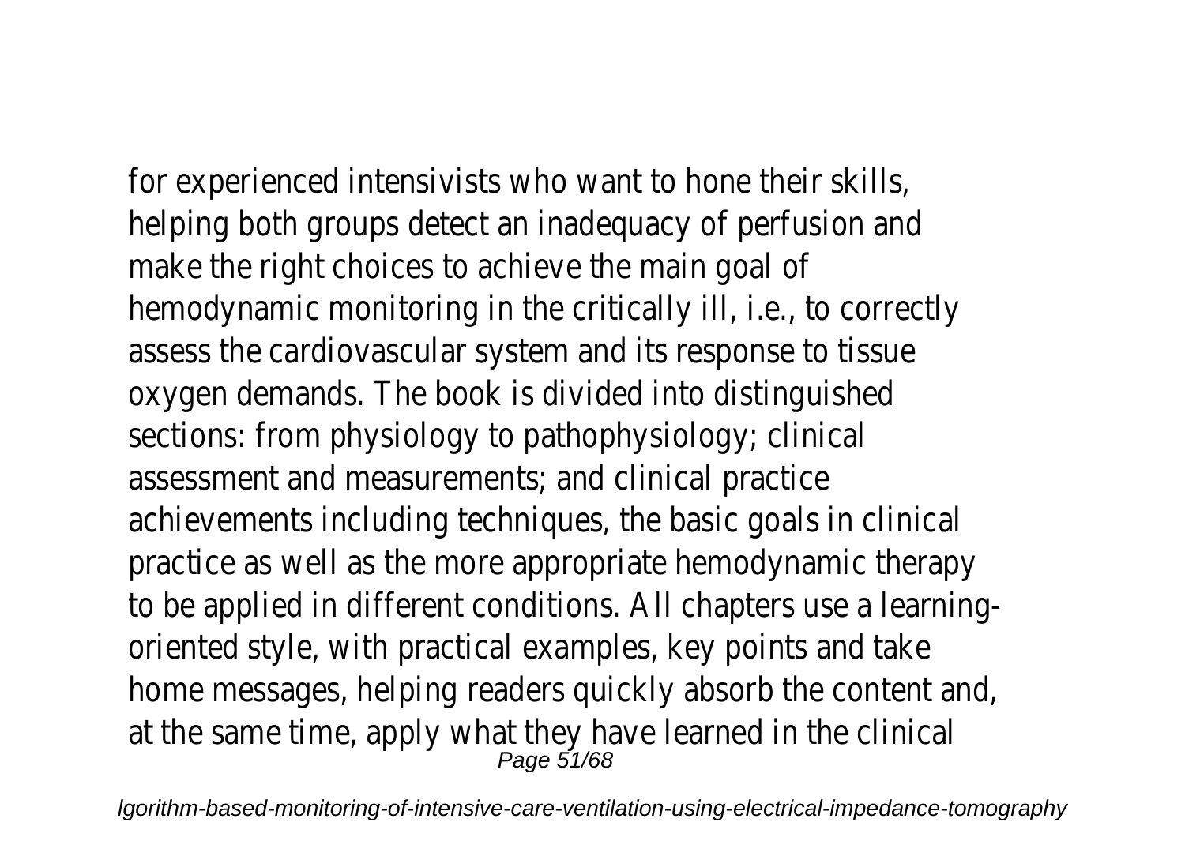for experienced intensivists who want to hone their skills, helping both groups detect an inadequacy of perfusion and make the right choices to achieve the main goal of hemodynamic monitoring in the critically ill, i.e., to correctly assess the cardiovascular system and its response to tissue oxygen demands. The book is divided into distinguished sections: from physiology to pathophysiology; clinical assessment and measurements; and clinical practice achievements including techniques, the basic goals in clinical practice as well as the more appropriate hemodynamic therapy to be applied in different conditions. All chapters use a learning-oriented style, with practical examples, key points and take home messages, helping readers quickly absorb the content and, at the same time, apply what they have learned in the clinical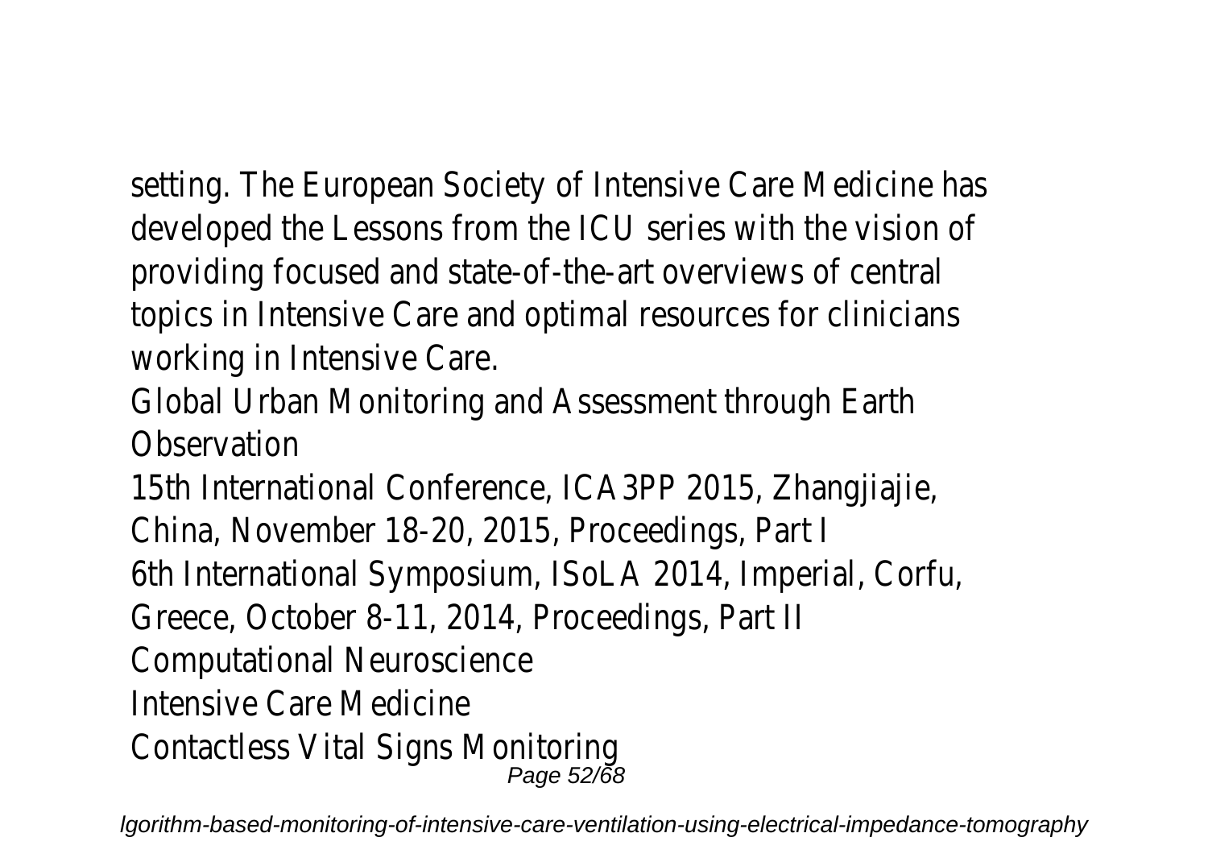setting. The European Society of Intensive Care Medicine has developed the Lessons from the ICU series with the vision of providing focused and state-of-the-art overviews of central topics in Intensive Care and optimal resources for clinicians working in Intensive Care.

Global Urban Monitoring and Assessment through Earth Observation

15th International Conference, ICA3PP 2015, Zhangjiajie, China, November 18-20, 2015, Proceedings, Part I

6th International Symposium, ISoLA 2014, Imperial, Corfu, Greece, October 8-11, 2014, Proceedings, Part II

Computational Neuroscience

Intensive Care Medicine

Contactless Vital Signs Monitoring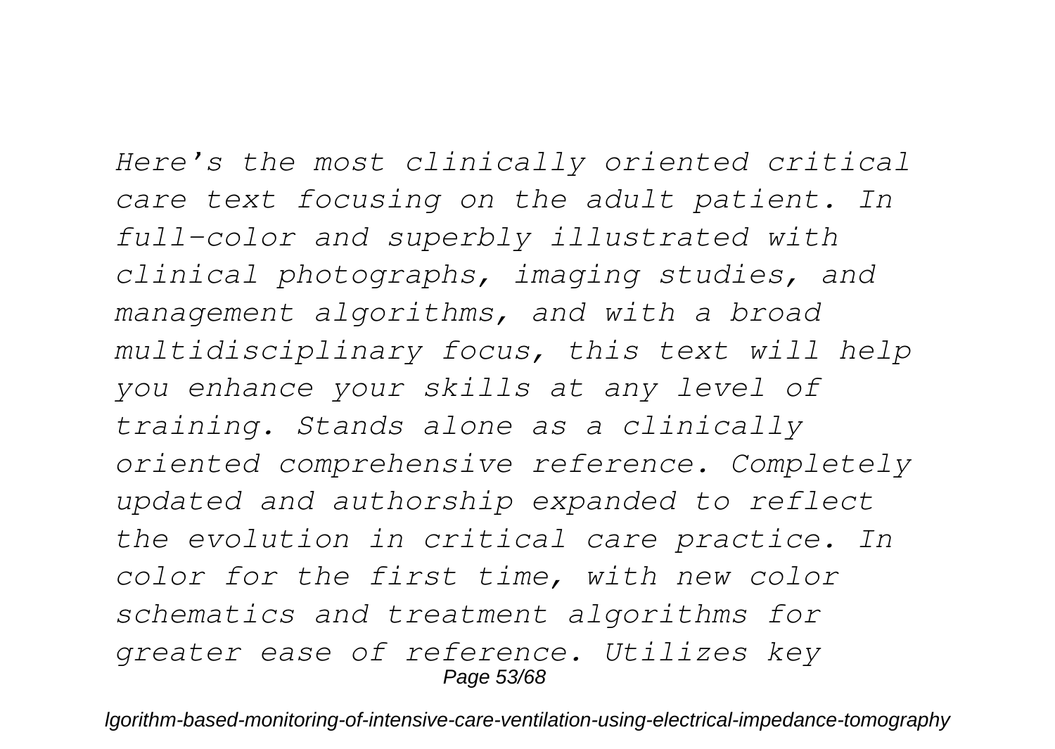*Here's the most clinically oriented critical care text focusing on the adult patient. In full-color and superbly illustrated with clinical photographs, imaging studies, and management algorithms, and with a broad multidisciplinary focus, this text will help you enhance your skills at any level of training. Stands alone as a clinically oriented comprehensive reference. Completely updated and authorship expanded to reflect the evolution in critical care practice. In color for the first time, with new color schematics and treatment algorithms for greater ease of reference. Utilizes key*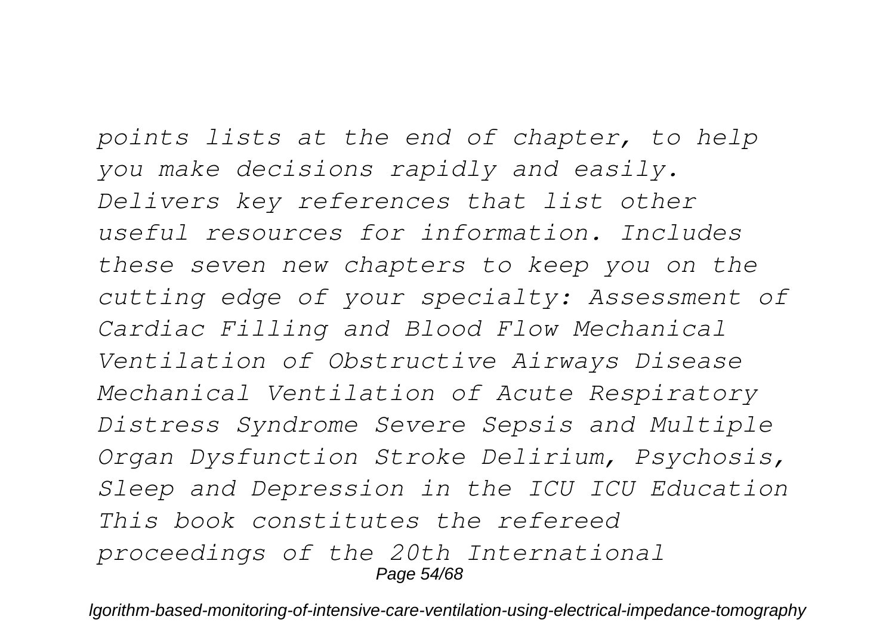*points lists at the end of chapter, to help you make decisions rapidly and easily. Delivers key references that list other useful resources for information. Includes these seven new chapters to keep you on the cutting edge of your specialty: Assessment of Cardiac Filling and Blood Flow Mechanical Ventilation of Obstructive Airways Disease Mechanical Ventilation of Acute Respiratory Distress Syndrome Severe Sepsis and Multiple Organ Dysfunction Stroke Delirium, Psychosis, Sleep and Depression in the ICU ICU Education This book constitutes the refereed proceedings of the 20th International*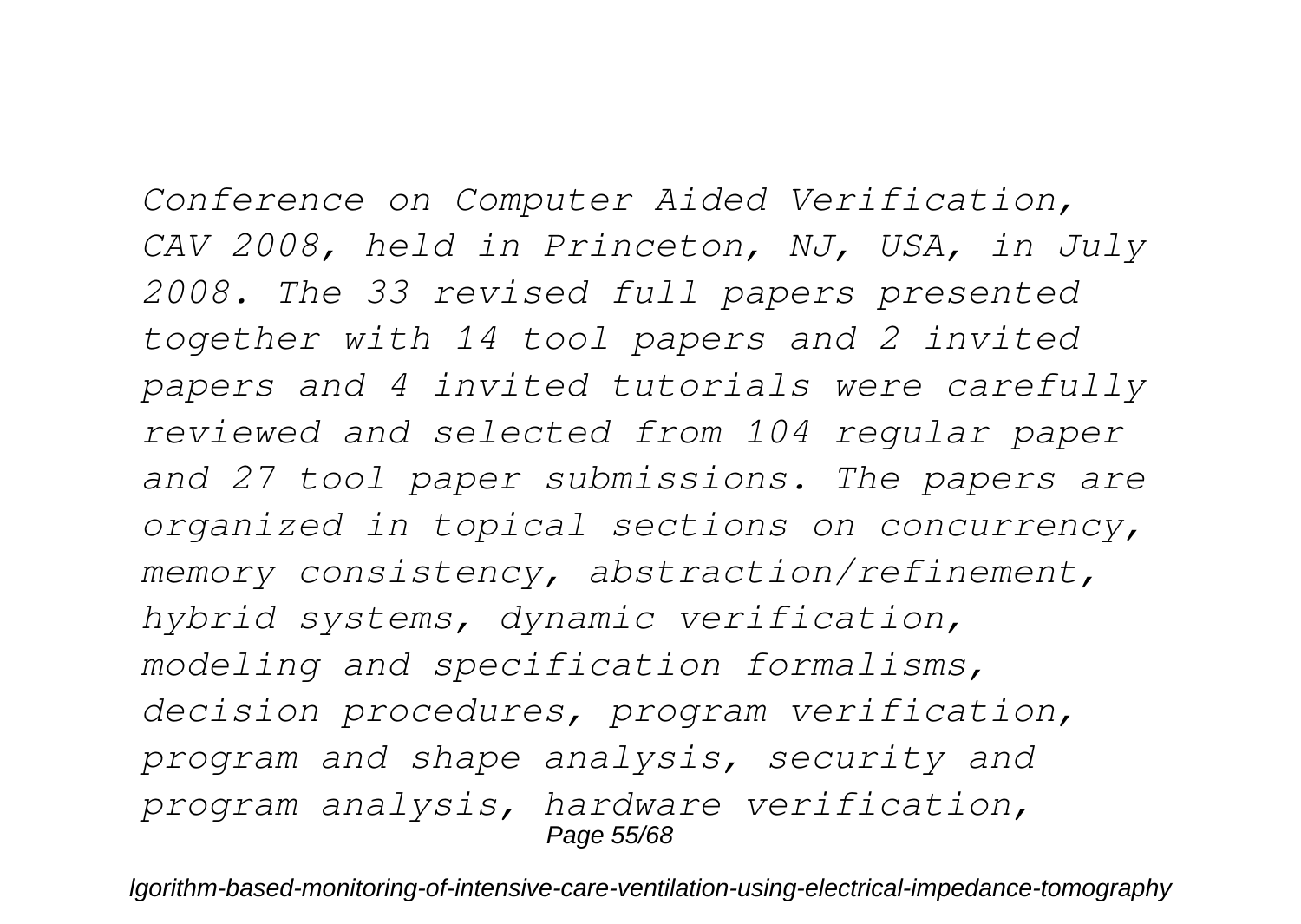*Conference on Computer Aided Verification, CAV 2008, held in Princeton, NJ, USA, in July 2008. The 33 revised full papers presented together with 14 tool papers and 2 invited papers and 4 invited tutorials were carefully reviewed and selected from 104 regular paper and 27 tool paper submissions. The papers are organized in topical sections on concurrency, memory consistency, abstraction/refinement, hybrid systems, dynamic verification, modeling and specification formalisms, decision procedures, program verification, program and shape analysis, security and program analysis, hardware verification,*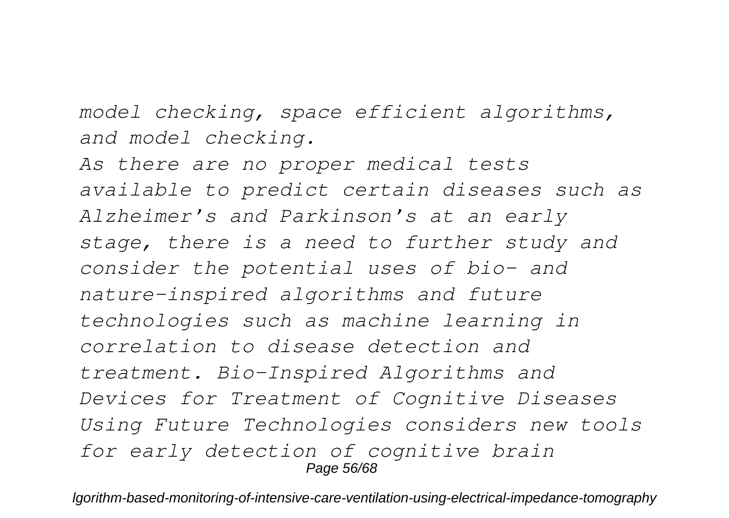*model checking, space efficient algorithms, and model checking.*

*As there are no proper medical tests available to predict certain diseases such as Alzheimer's and Parkinson's at an early stage, there is a need to further study and consider the potential uses of bio- and nature-inspired algorithms and future technologies such as machine learning in correlation to disease detection and treatment. Bio-Inspired Algorithms and Devices for Treatment of Cognitive Diseases Using Future Technologies considers new tools for early detection of cognitive brain*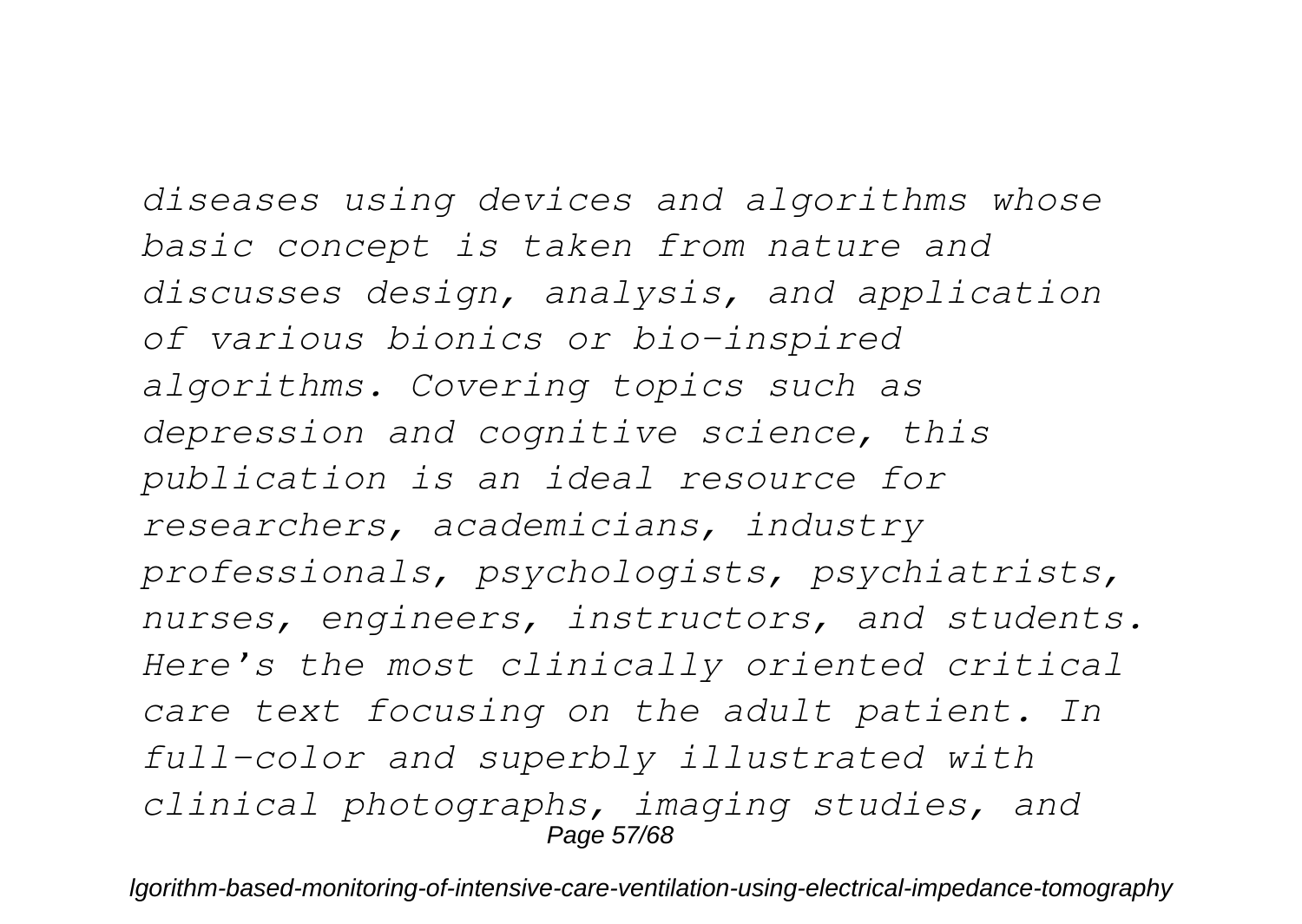*diseases using devices and algorithms whose basic concept is taken from nature and discusses design, analysis, and application of various bionics or bio-inspired algorithms. Covering topics such as depression and cognitive science, this publication is an ideal resource for researchers, academicians, industry professionals, psychologists, psychiatrists, nurses, engineers, instructors, and students. Here's the most clinically oriented critical care text focusing on the adult patient. In full-color and superbly illustrated with clinical photographs, imaging studies, and*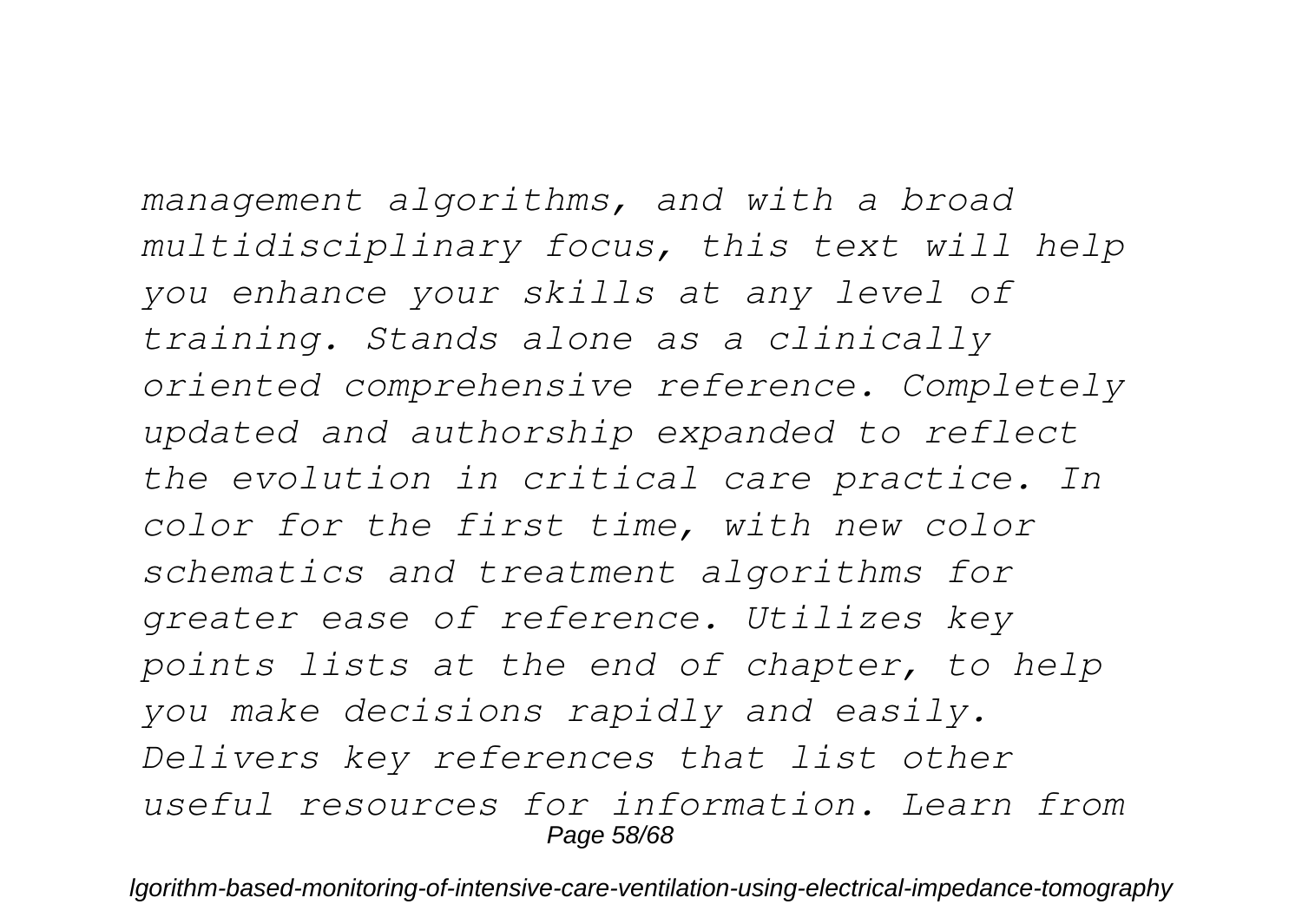*management algorithms, and with a broad multidisciplinary focus, this text will help you enhance your skills at any level of training. Stands alone as a clinically oriented comprehensive reference. Completely updated and authorship expanded to reflect the evolution in critical care practice. In color for the first time, with new color schematics and treatment algorithms for greater ease of reference. Utilizes key points lists at the end of chapter, to help you make decisions rapidly and easily. Delivers key references that list other useful resources for information. Learn from*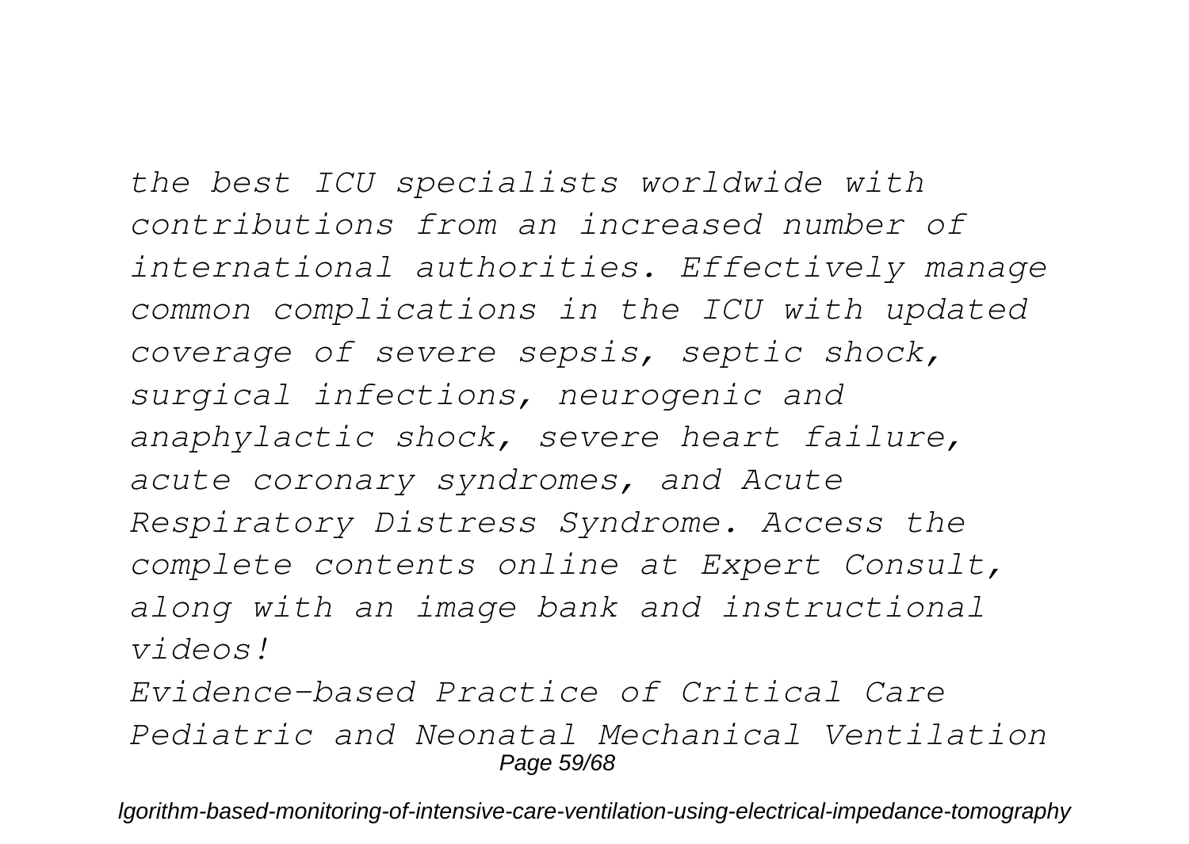*the best ICU specialists worldwide with contributions from an increased number of international authorities. Effectively manage common complications in the ICU with updated coverage of severe sepsis, septic shock, surgical infections, neurogenic and anaphylactic shock, severe heart failure, acute coronary syndromes, and Acute Respiratory Distress Syndrome. Access the complete contents online at Expert Consult, along with an image bank and instructional videos!*

*Evidence-based Practice of Critical Care*

*Pediatric and Neonatal Mechanical Ventilation*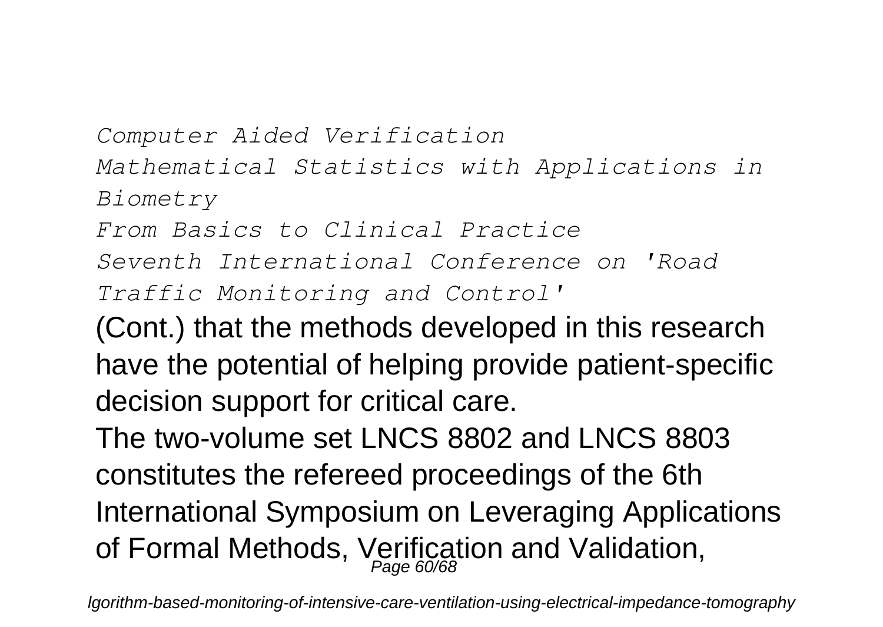*Computer Aided Verification*

*Mathematical Statistics with Applications in Biometry*

*From Basics to Clinical Practice*

*Seventh International Conference on 'Road Traffic Monitoring and Control'*

(Cont.) that the methods developed in this research have the potential of helping provide patient-specific decision support for critical care.

The two-volume set LNCS 8802 and LNCS 8803 constitutes the refereed proceedings of the 6th International Symposium on Leveraging Applications of Formal Methods, Verification and Validation,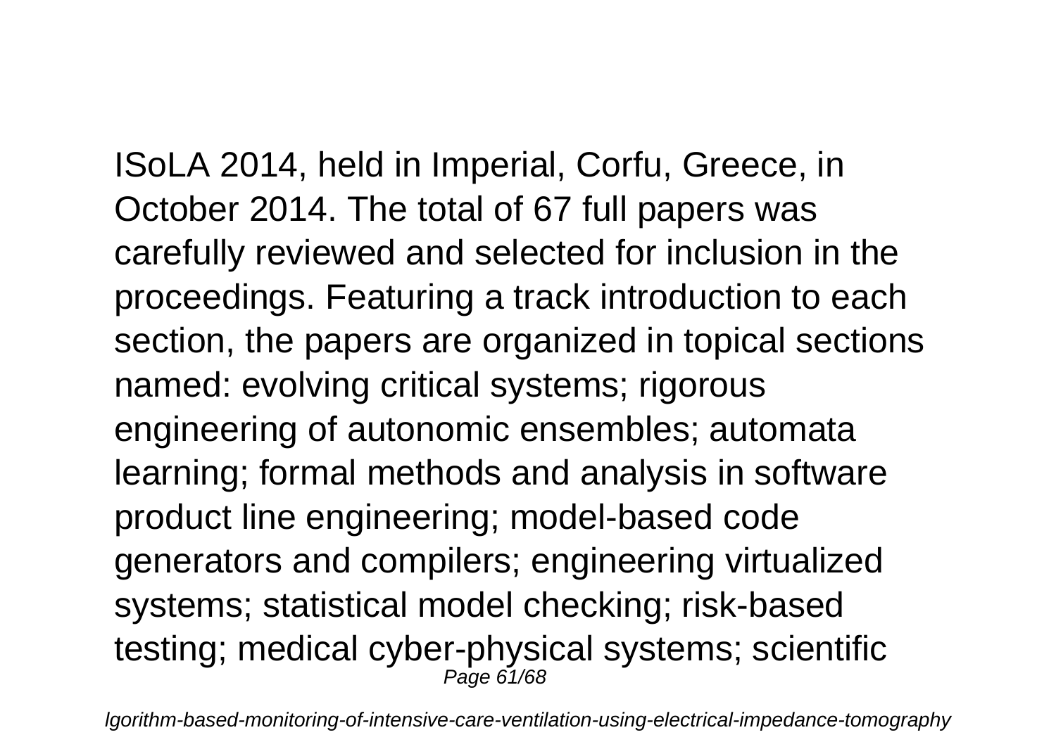ISoLA 2014, held in Imperial, Corfu, Greece, in October 2014. The total of 67 full papers was carefully reviewed and selected for inclusion in the proceedings. Featuring a track introduction to each section, the papers are organized in topical sections named: evolving critical systems; rigorous engineering of autonomic ensembles; automata learning; formal methods and analysis in software product line engineering; model-based code generators and compilers; engineering virtualized systems; statistical model checking; risk-based testing; medical cyber-physical systems; scientific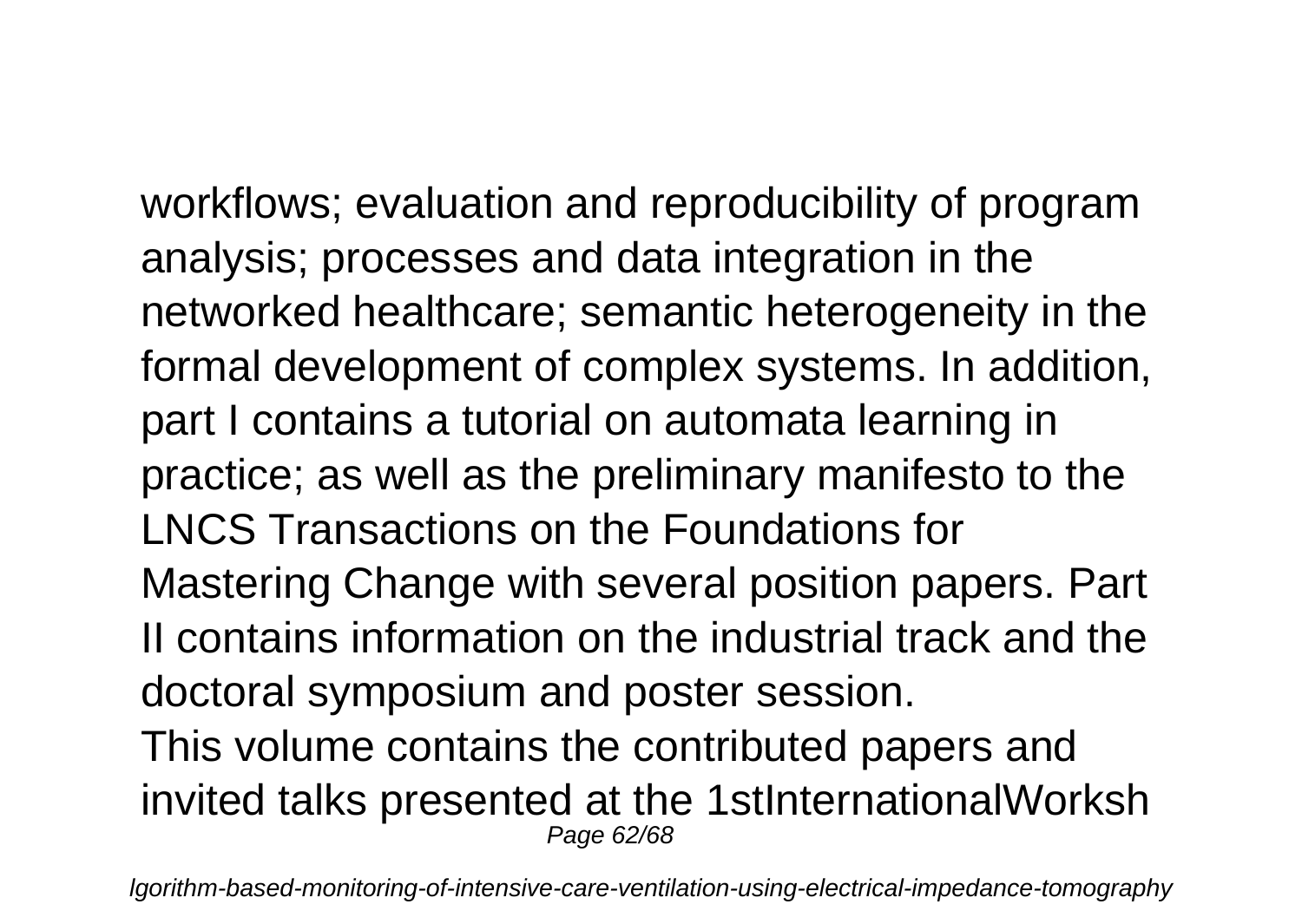workflows; evaluation and reproducibility of program analysis; processes and data integration in the networked healthcare; semantic heterogeneity in the formal development of complex systems. In addition, part I contains a tutorial on automata learning in practice; as well as the preliminary manifesto to the LNCS Transactions on the Foundations for Mastering Change with several position papers. Part II contains information on the industrial track and the doctoral symposium and poster session.

This volume contains the contributed papers and invited talks presented at the 1stInternationalWorksh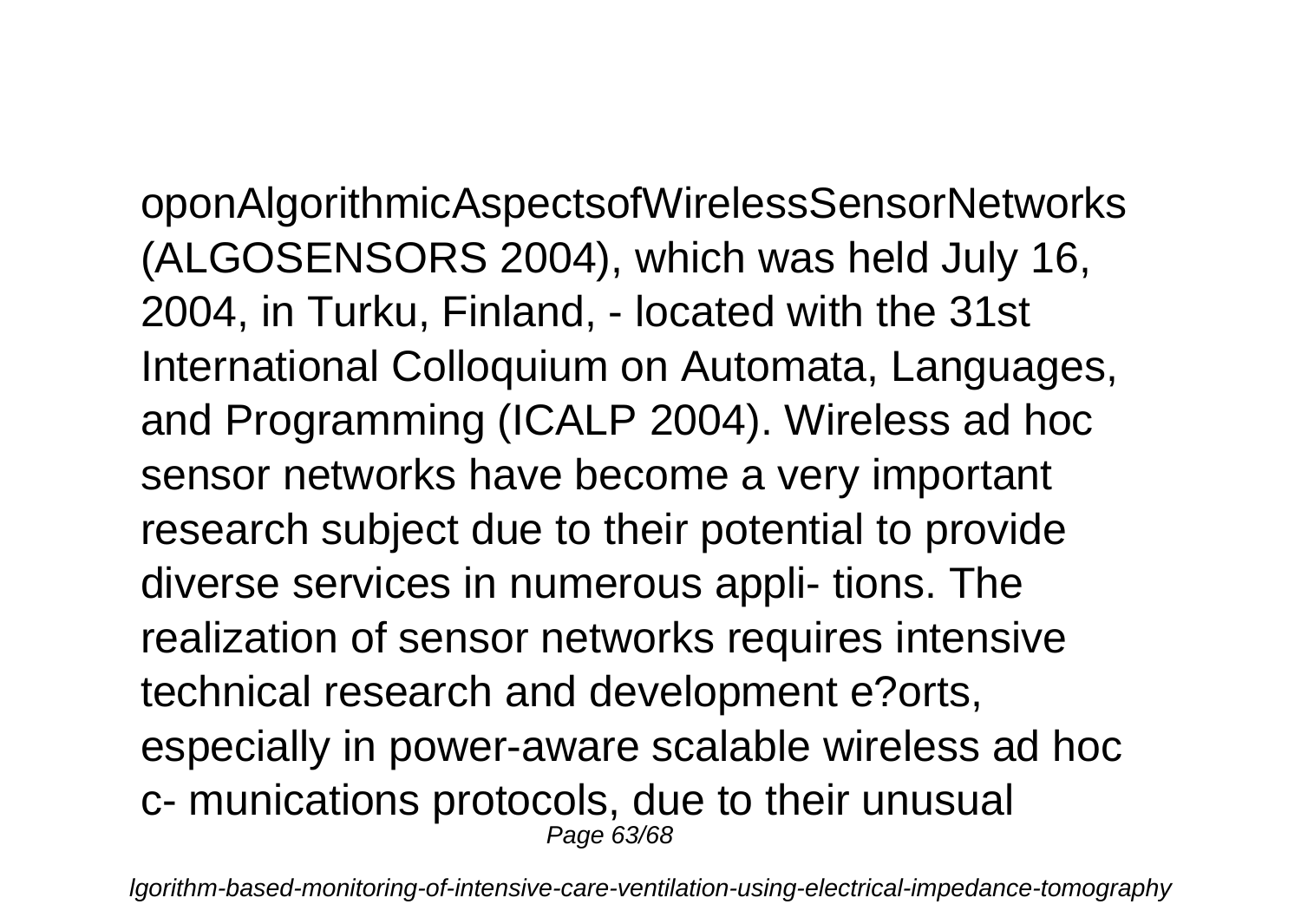oponAlgorithmicAspectsofWirelessSensorNetworks (ALGOSENSORS 2004), which was held July 16, 2004, in Turku, Finland, - located with the 31st International Colloquium on Automata, Languages, and Programming (ICALP 2004). Wireless ad hoc sensor networks have become a very important research subject due to their potential to provide diverse services in numerous appli- tions. The realization of sensor networks requires intensive technical research and development e?orts, especially in power-aware scalable wireless ad hoc c- munications protocols, due to their unusual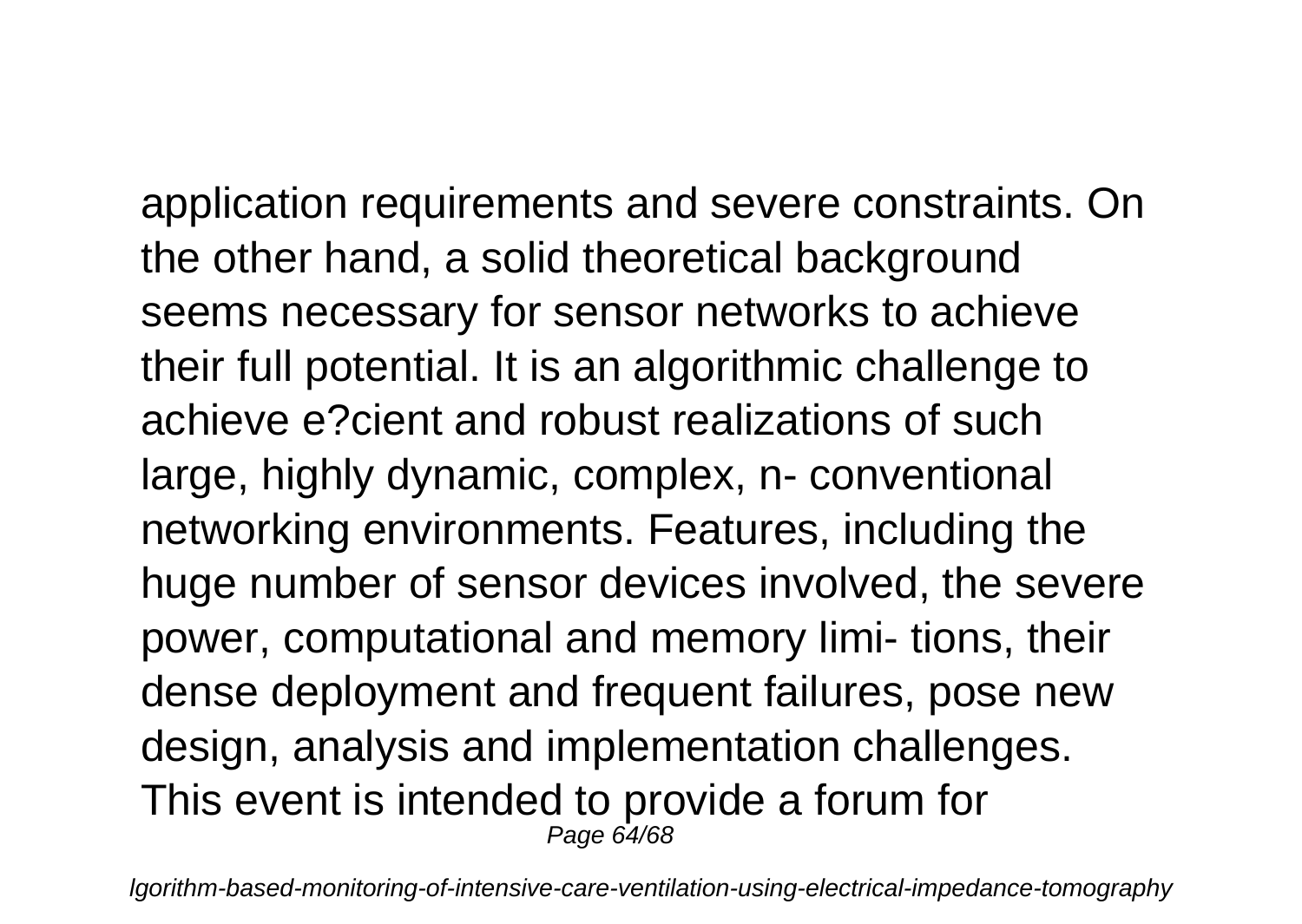application requirements and severe constraints. On the other hand, a solid theoretical background seems necessary for sensor networks to achieve their full potential. It is an algorithmic challenge to achieve e?cient and robust realizations of such large, highly dynamic, complex, n- conventional networking environments. Features, including the huge number of sensor devices involved, the severe power, computational and memory limi- tions, their dense deployment and frequent failures, pose new design, analysis and implementation challenges. This event is intended to provide a forum for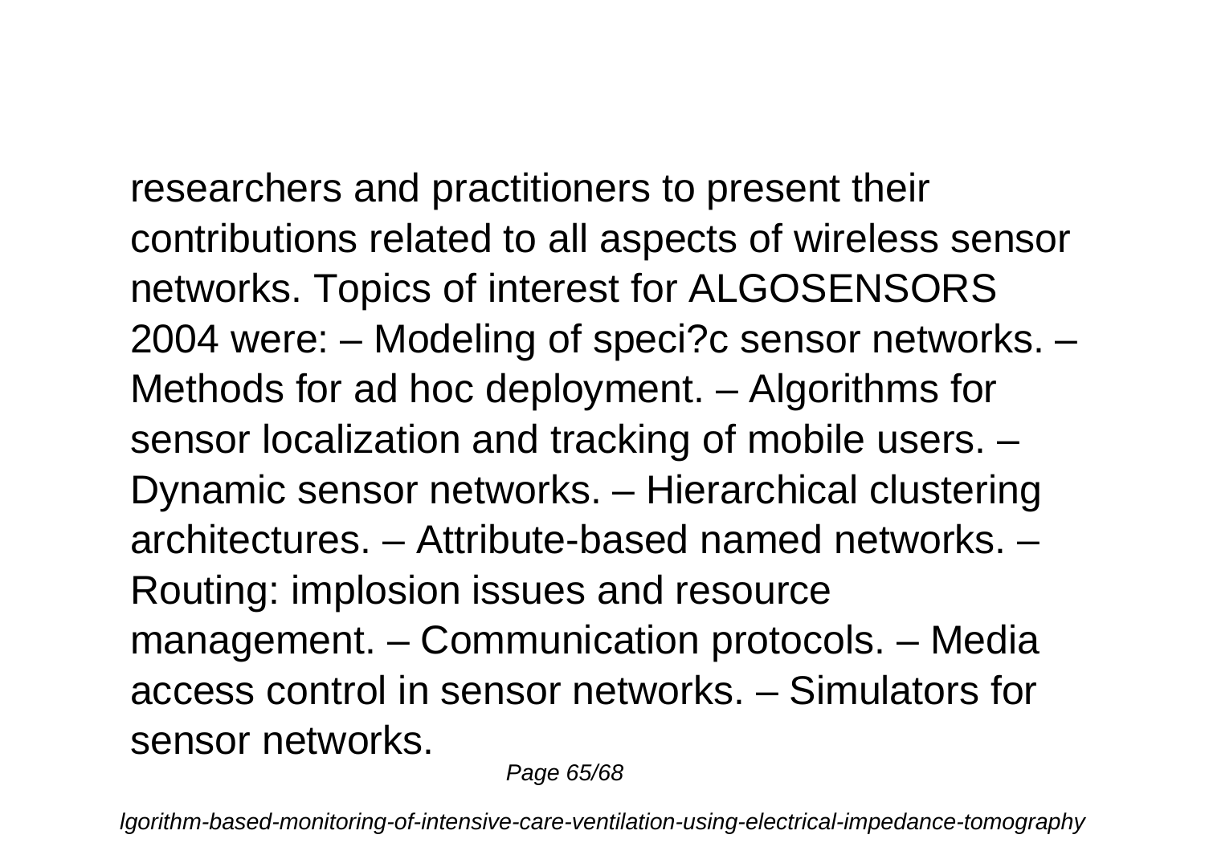researchers and practitioners to present their contributions related to all aspects of wireless sensor networks. Topics of interest for ALGOSENSORS 2004 were: – Modeling of speci?c sensor networks. – Methods for ad hoc deployment. – Algorithms for sensor localization and tracking of mobile users. – Dynamic sensor networks. – Hierarchical clustering architectures. – Attribute-based named networks. – Routing: implosion issues and resource management. – Communication protocols. – Media access control in sensor networks. – Simulators for sensor networks.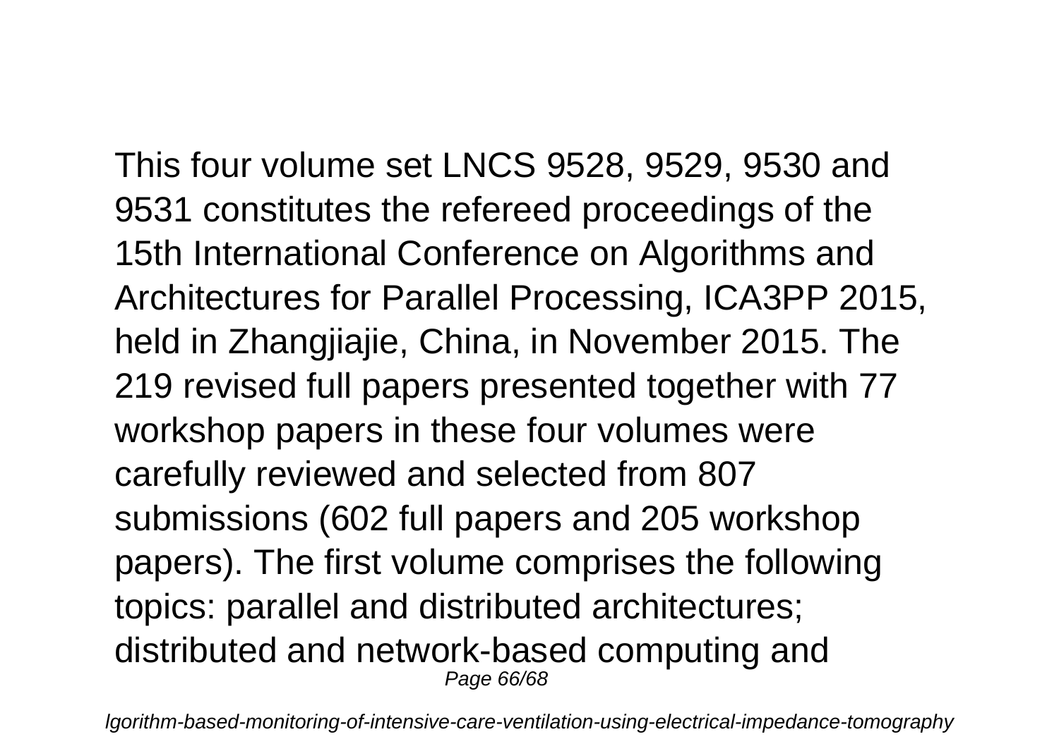This four volume set LNCS 9528, 9529, 9530 and 9531 constitutes the refereed proceedings of the 15th International Conference on Algorithms and Architectures for Parallel Processing, ICA3PP 2015, held in Zhangjiajie, China, in November 2015. The 219 revised full papers presented together with 77 workshop papers in these four volumes were carefully reviewed and selected from 807 submissions (602 full papers and 205 workshop papers). The first volume comprises the following topics: parallel and distributed architectures; distributed and network-based computing and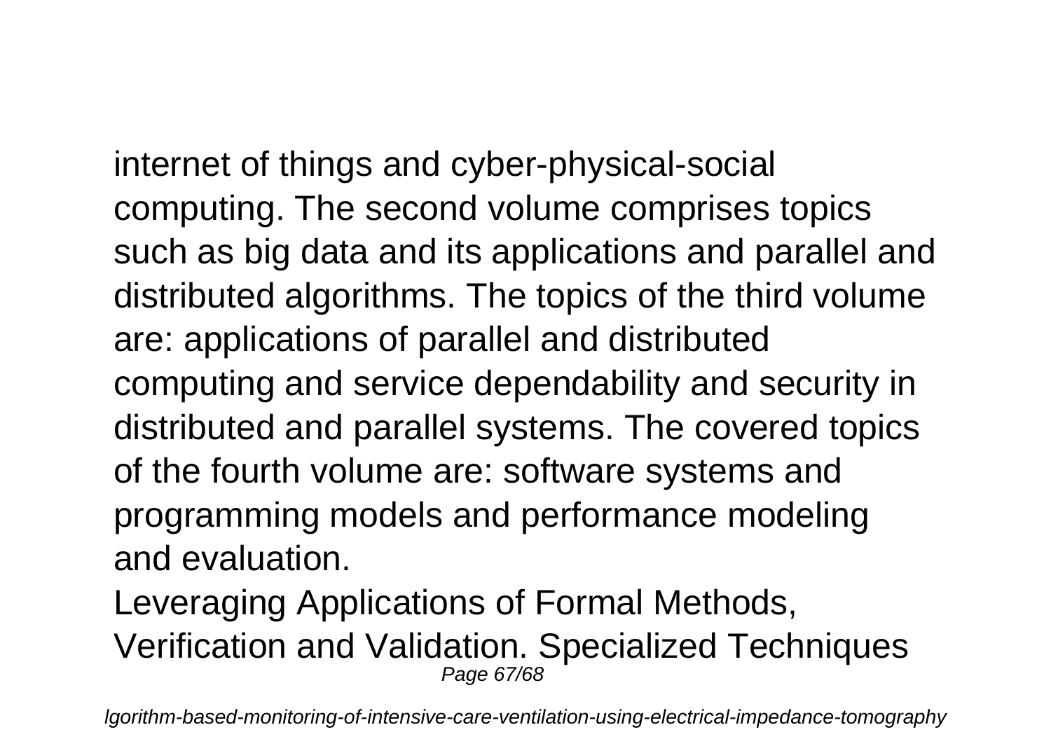internet of things and cyber-physical-social computing. The second volume comprises topics such as big data and its applications and parallel and distributed algorithms. The topics of the third volume are: applications of parallel and distributed computing and service dependability and security in distributed and parallel systems. The covered topics of the fourth volume are: software systems and programming models and performance modeling and evaluation.

Leveraging Applications of Formal Methods, Verification and Validation. Specialized Techniques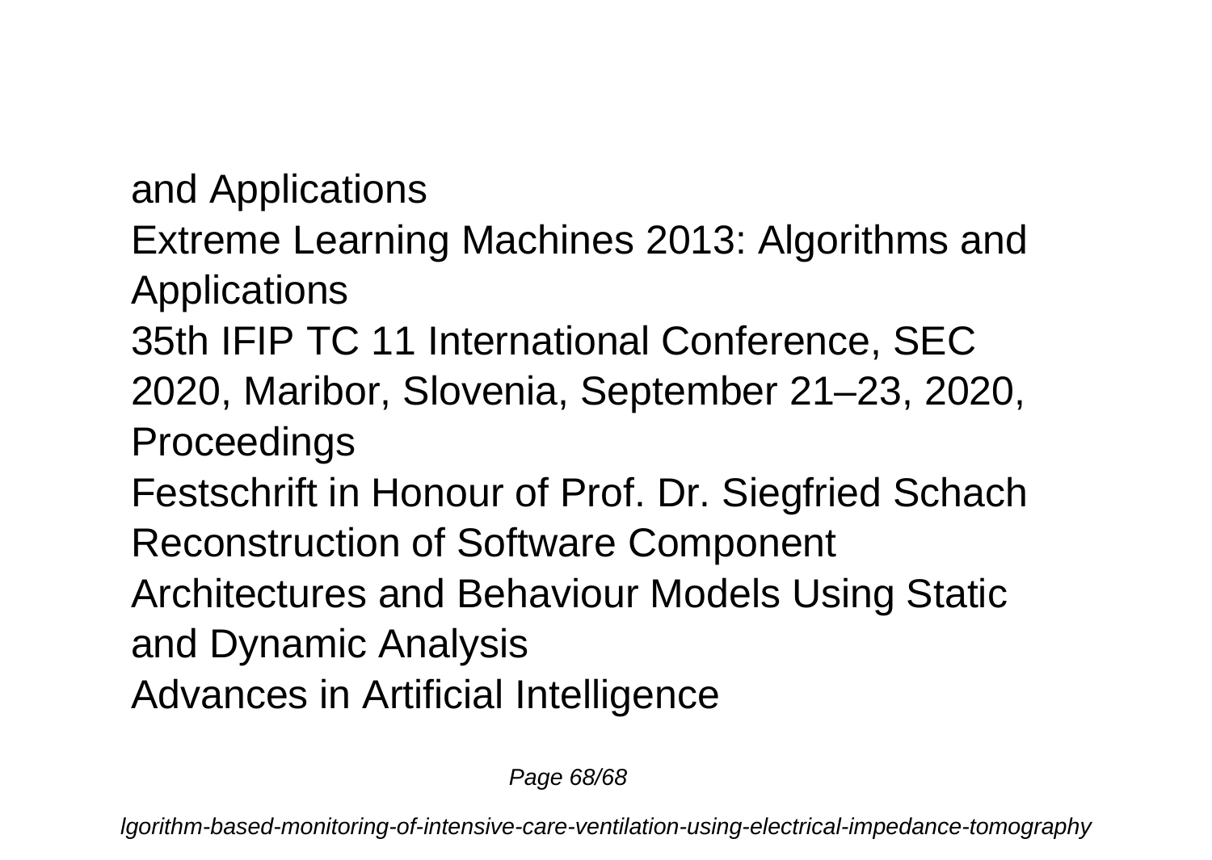and Applications
Extreme Learning Machines 2013: Algorithms and Applications
35th IFIP TC 11 International Conference, SEC 2020, Maribor, Slovenia, September 21–23, 2020, Proceedings
Festschrift in Honour of Prof. Dr. Siegfried Schach
Reconstruction of Software Component Architectures and Behaviour Models Using Static and Dynamic Analysis
Advances in Artificial Intelligence